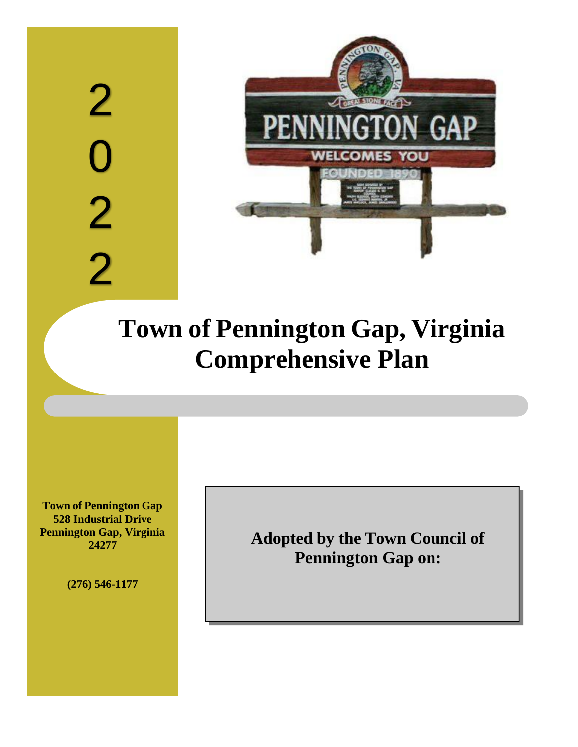2022

# Town of Pennington Gap, Virginia Comprehensive Plan

**Town of Pennington Gap**
**528 Industrial Drive**
**Pennington Gap, Virginia 24277**

**(276) 546-1177**

**Adopted by the Town Council of Pennington Gap on:**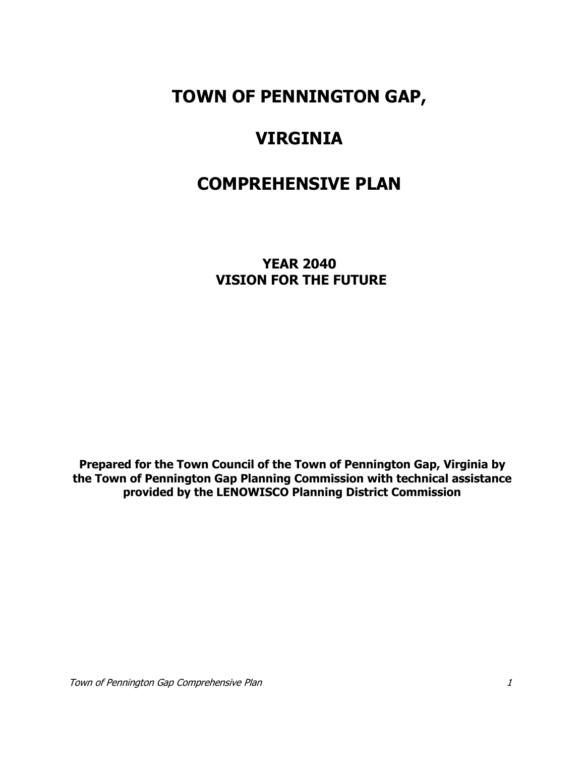# TOWN OF PENNINGTON GAP,

# VIRGINIA

# COMPREHENSIVE PLAN

**YEAR 2040**
**VISION FOR THE FUTURE**

**Prepared for the Town Council of the Town of Pennington Gap, Virginia by the Town of Pennington Gap Planning Commission with technical assistance provided by the LENOWISCO Planning District Commission**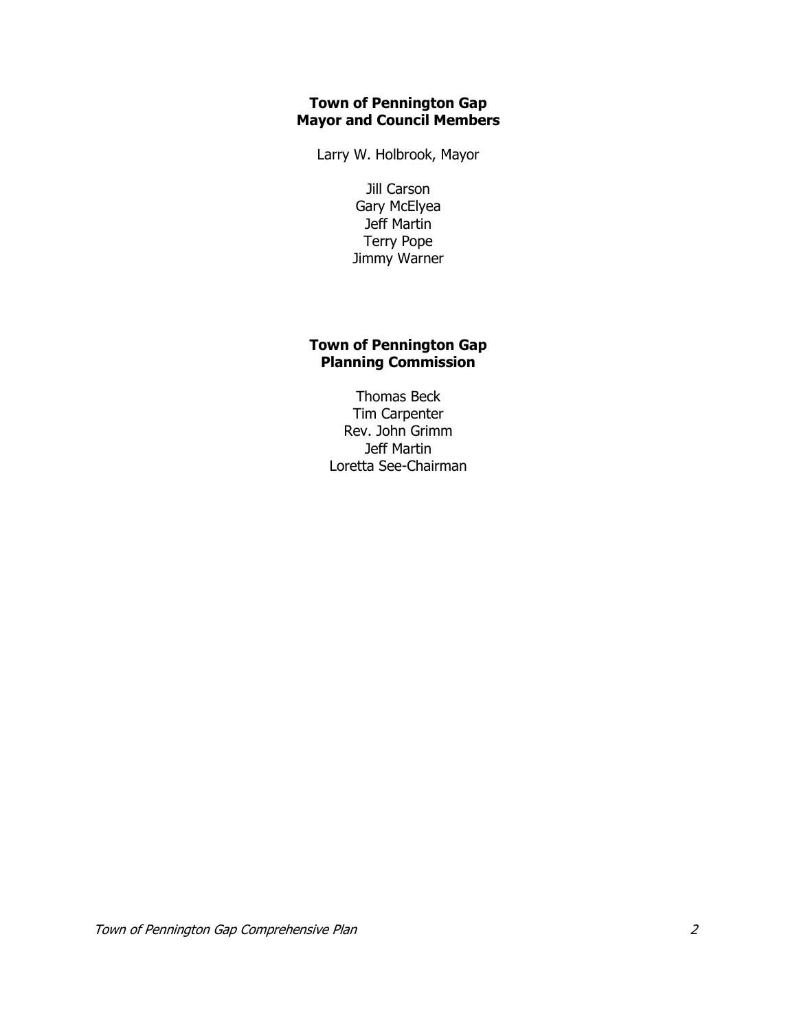**Town of Pennington Gap**
**Mayor and Council Members**

Larry W. Holbrook, Mayor

Jill Carson
Gary McElyea
Jeff Martin
Terry Pope
Jimmy Warner

**Town of Pennington Gap**
**Planning Commission**

Thomas Beck
Tim Carpenter
Rev. John Grimm
Jeff Martin
Loretta See-Chairman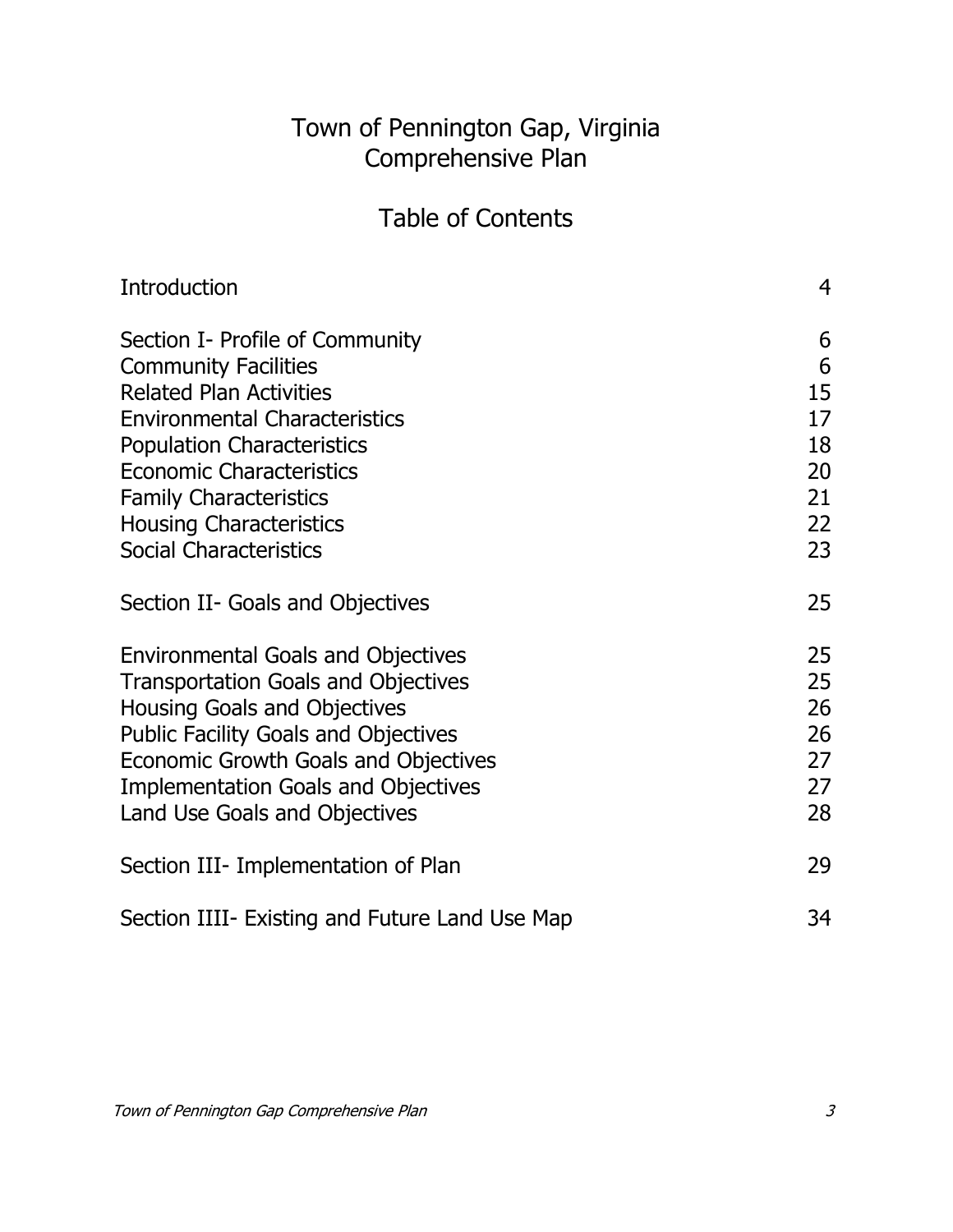# Town of Pennington Gap, Virginia
# Comprehensive Plan

## Table of Contents

| | |
|---|---|
| Introduction | 4 |
| | |
| Section I- Profile of Community | 6 |
| Community Facilities | 6 |
| Related Plan Activities | 15 |
| Environmental Characteristics | 17 |
| Population Characteristics | 18 |
| Economic Characteristics | 20 |
| Family Characteristics | 21 |
| Housing Characteristics | 22 |
| Social Characteristics | 23 |
| | |
| Section II- Goals and Objectives | 25 |
| | |
| Environmental Goals and Objectives | 25 |
| Transportation Goals and Objectives | 25 |
| Housing Goals and Objectives | 26 |
| Public Facility Goals and Objectives | 26 |
| Economic Growth Goals and Objectives | 27 |
| Implementation Goals and Objectives | 27 |
| Land Use Goals and Objectives | 28 |
| | |
| Section III- Implementation of Plan | 29 |
| | |
| Section IIII- Existing and Future Land Use Map | 34 |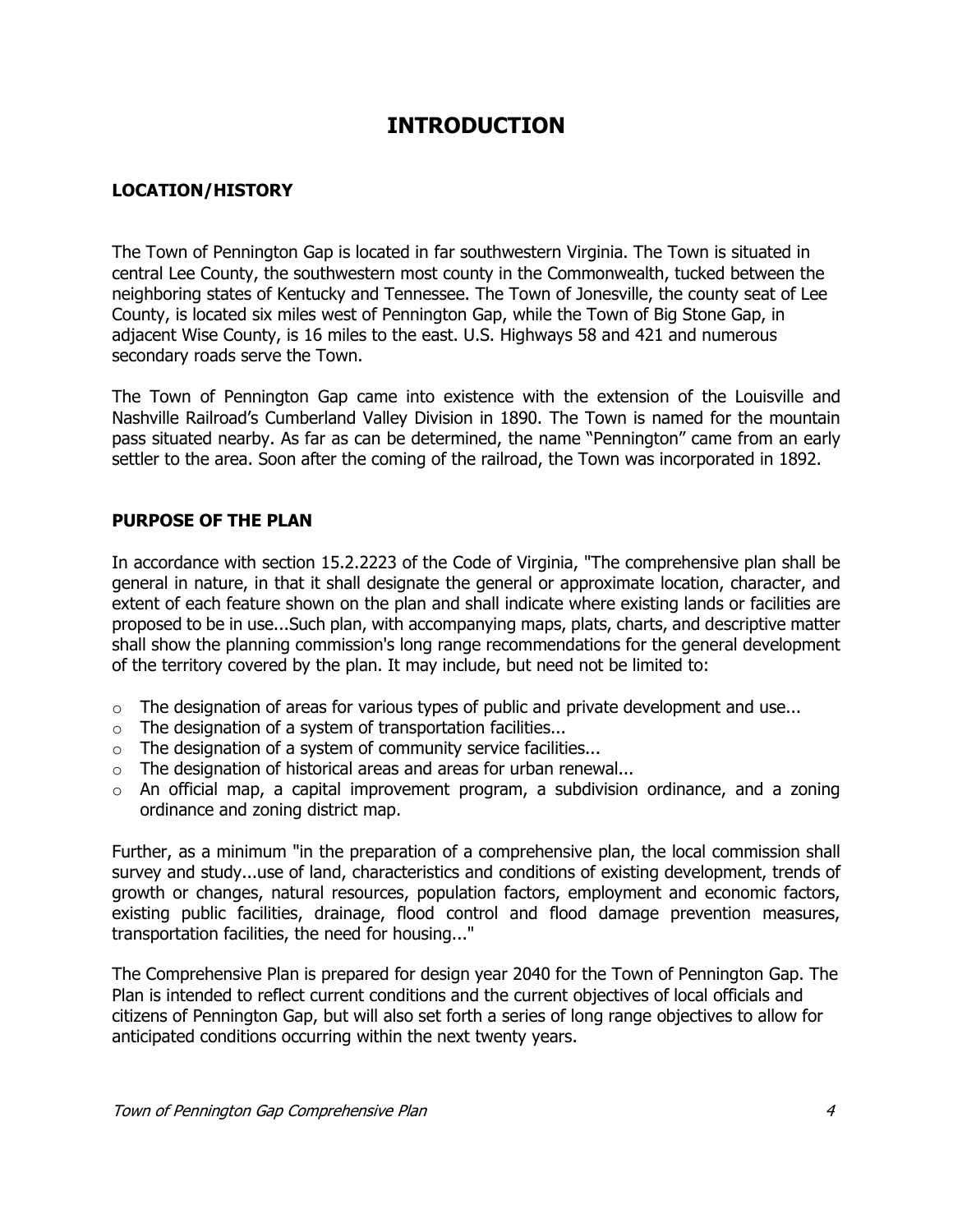# INTRODUCTION

## LOCATION/HISTORY

The Town of Pennington Gap is located in far southwestern Virginia. The Town is situated in central Lee County, the southwestern most county in the Commonwealth, tucked between the neighboring states of Kentucky and Tennessee. The Town of Jonesville, the county seat of Lee County, is located six miles west of Pennington Gap, while the Town of Big Stone Gap, in adjacent Wise County, is 16 miles to the east. U.S. Highways 58 and 421 and numerous secondary roads serve the Town.

The Town of Pennington Gap came into existence with the extension of the Louisville and Nashville Railroad's Cumberland Valley Division in 1890. The Town is named for the mountain pass situated nearby. As far as can be determined, the name "Pennington" came from an early settler to the area. Soon after the coming of the railroad, the Town was incorporated in 1892.

## PURPOSE OF THE PLAN

In accordance with section 15.2.2223 of the Code of Virginia, "The comprehensive plan shall be general in nature, in that it shall designate the general or approximate location, character, and extent of each feature shown on the plan and shall indicate where existing lands or facilities are proposed to be in use...Such plan, with accompanying maps, plats, charts, and descriptive matter shall show the planning commission's long range recommendations for the general development of the territory covered by the plan. It may include, but need not be limited to:

- The designation of areas for various types of public and private development and use...
- The designation of a system of transportation facilities...
- The designation of a system of community service facilities...
- The designation of historical areas and areas for urban renewal...
- An official map, a capital improvement program, a subdivision ordinance, and a zoning ordinance and zoning district map.

Further, as a minimum "in the preparation of a comprehensive plan, the local commission shall survey and study...use of land, characteristics and conditions of existing development, trends of growth or changes, natural resources, population factors, employment and economic factors, existing public facilities, drainage, flood control and flood damage prevention measures, transportation facilities, the need for housing..."

The Comprehensive Plan is prepared for design year 2040 for the Town of Pennington Gap. The Plan is intended to reflect current conditions and the current objectives of local officials and citizens of Pennington Gap, but will also set forth a series of long range objectives to allow for anticipated conditions occurring within the next twenty years.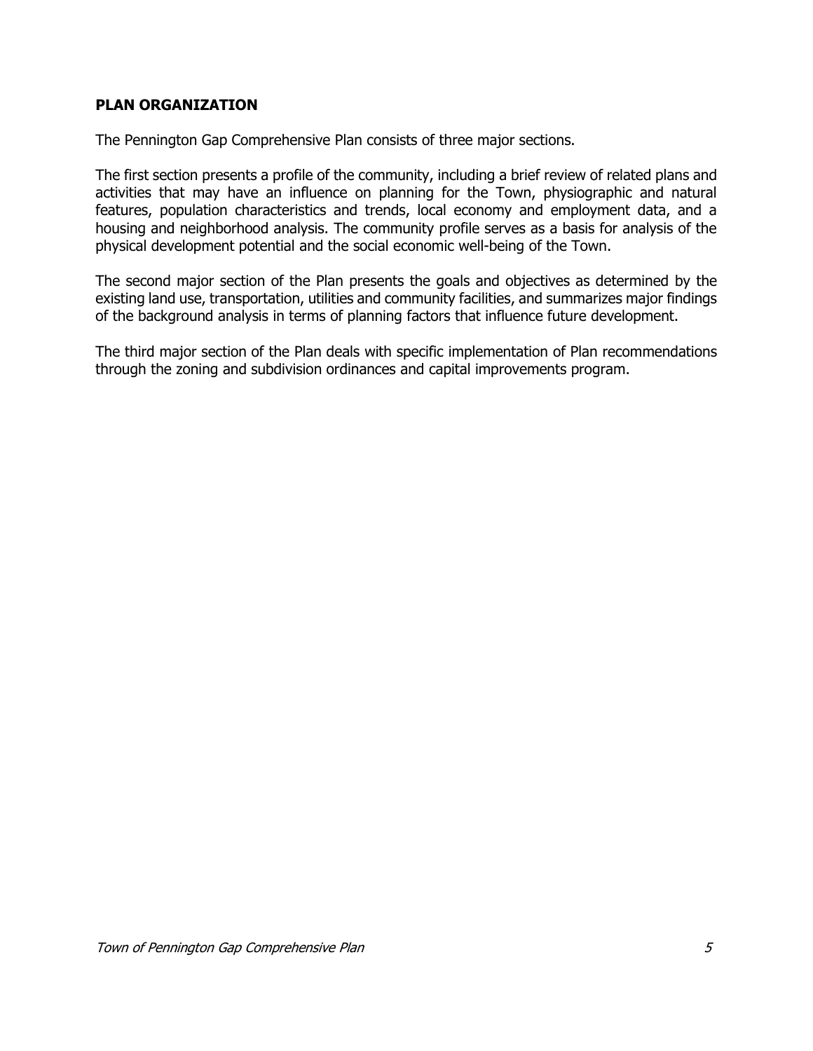## PLAN ORGANIZATION

The Pennington Gap Comprehensive Plan consists of three major sections.

The first section presents a profile of the community, including a brief review of related plans and activities that may have an influence on planning for the Town, physiographic and natural features, population characteristics and trends, local economy and employment data, and a housing and neighborhood analysis. The community profile serves as a basis for analysis of the physical development potential and the social economic well-being of the Town.

The second major section of the Plan presents the goals and objectives as determined by the existing land use, transportation, utilities and community facilities, and summarizes major findings of the background analysis in terms of planning factors that influence future development.

The third major section of the Plan deals with specific implementation of Plan recommendations through the zoning and subdivision ordinances and capital improvements program.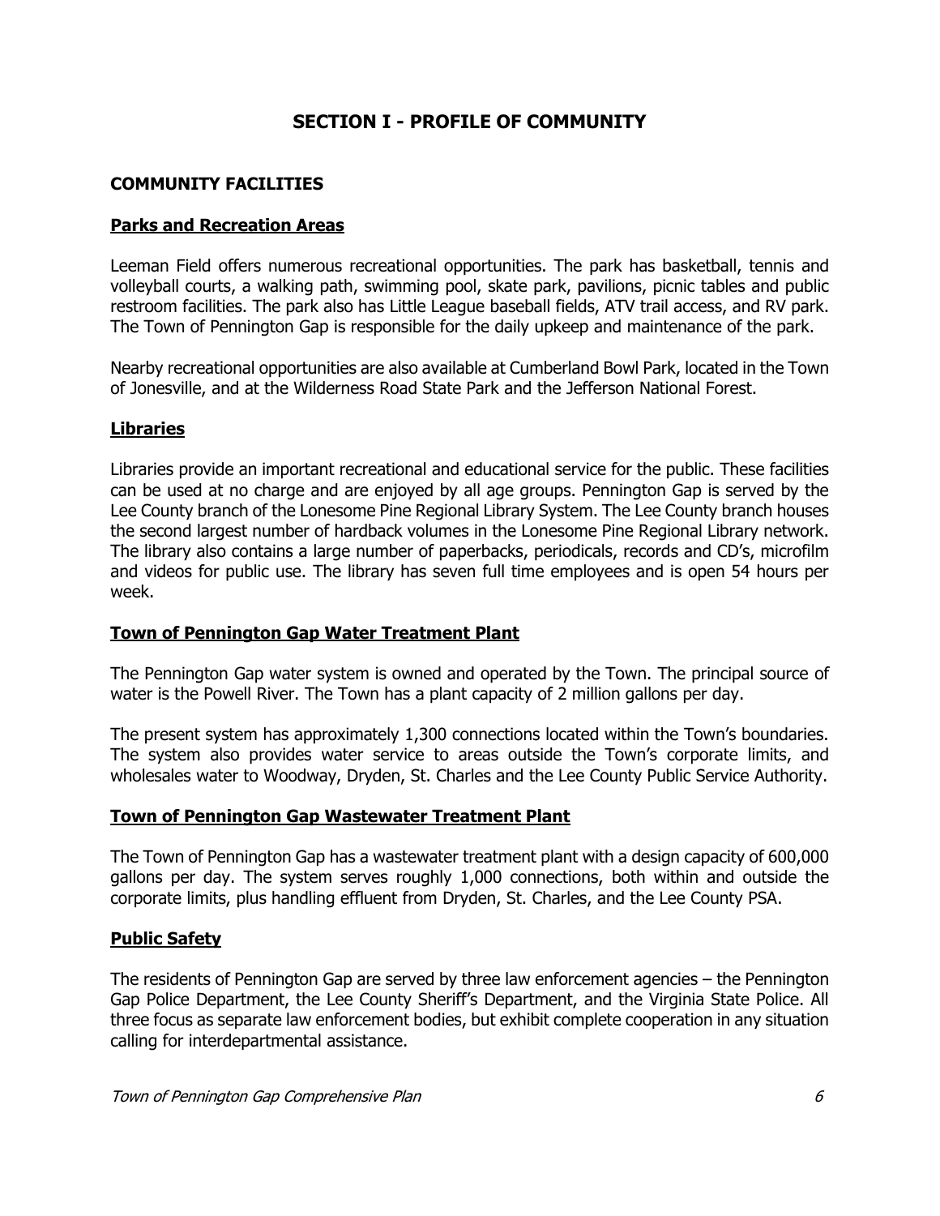# SECTION I - PROFILE OF COMMUNITY

## COMMUNITY FACILITIES

### Parks and Recreation Areas

Leeman Field offers numerous recreational opportunities. The park has basketball, tennis and volleyball courts, a walking path, swimming pool, skate park, pavilions, picnic tables and public restroom facilities. The park also has Little League baseball fields, ATV trail access, and RV park. The Town of Pennington Gap is responsible for the daily upkeep and maintenance of the park.

Nearby recreational opportunities are also available at Cumberland Bowl Park, located in the Town of Jonesville, and at the Wilderness Road State Park and the Jefferson National Forest.

### Libraries

Libraries provide an important recreational and educational service for the public. These facilities can be used at no charge and are enjoyed by all age groups. Pennington Gap is served by the Lee County branch of the Lonesome Pine Regional Library System. The Lee County branch houses the second largest number of hardback volumes in the Lonesome Pine Regional Library network. The library also contains a large number of paperbacks, periodicals, records and CD's, microfilm and videos for public use. The library has seven full time employees and is open 54 hours per week.

### Town of Pennington Gap Water Treatment Plant

The Pennington Gap water system is owned and operated by the Town. The principal source of water is the Powell River. The Town has a plant capacity of 2 million gallons per day.

The present system has approximately 1,300 connections located within the Town's boundaries. The system also provides water service to areas outside the Town's corporate limits, and wholesales water to Woodway, Dryden, St. Charles and the Lee County Public Service Authority.

### Town of Pennington Gap Wastewater Treatment Plant

The Town of Pennington Gap has a wastewater treatment plant with a design capacity of 600,000 gallons per day. The system serves roughly 1,000 connections, both within and outside the corporate limits, plus handling effluent from Dryden, St. Charles, and the Lee County PSA.

### Public Safety

The residents of Pennington Gap are served by three law enforcement agencies – the Pennington Gap Police Department, the Lee County Sheriff's Department, and the Virginia State Police. All three focus as separate law enforcement bodies, but exhibit complete cooperation in any situation calling for interdepartmental assistance.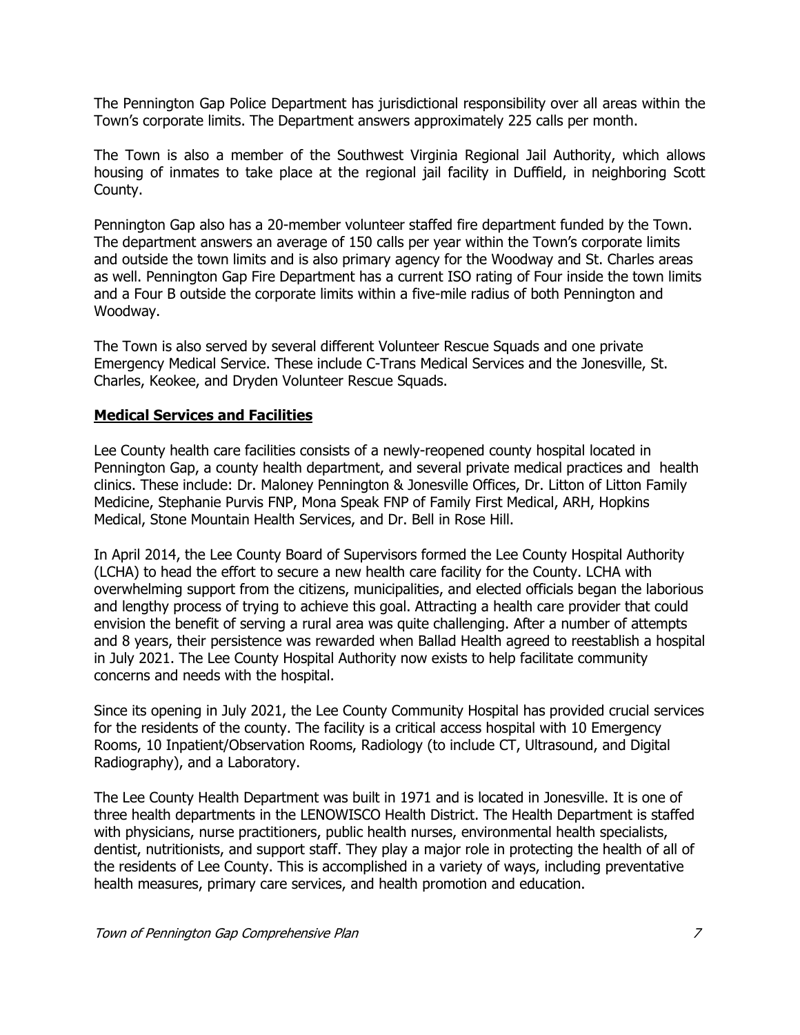The Pennington Gap Police Department has jurisdictional responsibility over all areas within the Town's corporate limits. The Department answers approximately 225 calls per month.

The Town is also a member of the Southwest Virginia Regional Jail Authority, which allows housing of inmates to take place at the regional jail facility in Duffield, in neighboring Scott County.

Pennington Gap also has a 20-member volunteer staffed fire department funded by the Town. The department answers an average of 150 calls per year within the Town's corporate limits and outside the town limits and is also primary agency for the Woodway and St. Charles areas as well. Pennington Gap Fire Department has a current ISO rating of Four inside the town limits and a Four B outside the corporate limits within a five-mile radius of both Pennington and Woodway.

The Town is also served by several different Volunteer Rescue Squads and one private Emergency Medical Service. These include C-Trans Medical Services and the Jonesville, St. Charles, Keokee, and Dryden Volunteer Rescue Squads.

## Medical Services and Facilities

Lee County health care facilities consists of a newly-reopened county hospital located in Pennington Gap, a county health department, and several private medical practices and health clinics. These include: Dr. Maloney Pennington & Jonesville Offices, Dr. Litton of Litton Family Medicine, Stephanie Purvis FNP, Mona Speak FNP of Family First Medical, ARH, Hopkins Medical, Stone Mountain Health Services, and Dr. Bell in Rose Hill.

In April 2014, the Lee County Board of Supervisors formed the Lee County Hospital Authority (LCHA) to head the effort to secure a new health care facility for the County. LCHA with overwhelming support from the citizens, municipalities, and elected officials began the laborious and lengthy process of trying to achieve this goal. Attracting a health care provider that could envision the benefit of serving a rural area was quite challenging. After a number of attempts and 8 years, their persistence was rewarded when Ballad Health agreed to reestablish a hospital in July 2021. The Lee County Hospital Authority now exists to help facilitate community concerns and needs with the hospital.

Since its opening in July 2021, the Lee County Community Hospital has provided crucial services for the residents of the county. The facility is a critical access hospital with 10 Emergency Rooms, 10 Inpatient/Observation Rooms, Radiology (to include CT, Ultrasound, and Digital Radiography), and a Laboratory.

The Lee County Health Department was built in 1971 and is located in Jonesville. It is one of three health departments in the LENOWISCO Health District. The Health Department is staffed with physicians, nurse practitioners, public health nurses, environmental health specialists, dentist, nutritionists, and support staff. They play a major role in protecting the health of all of the residents of Lee County. This is accomplished in a variety of ways, including preventative health measures, primary care services, and health promotion and education.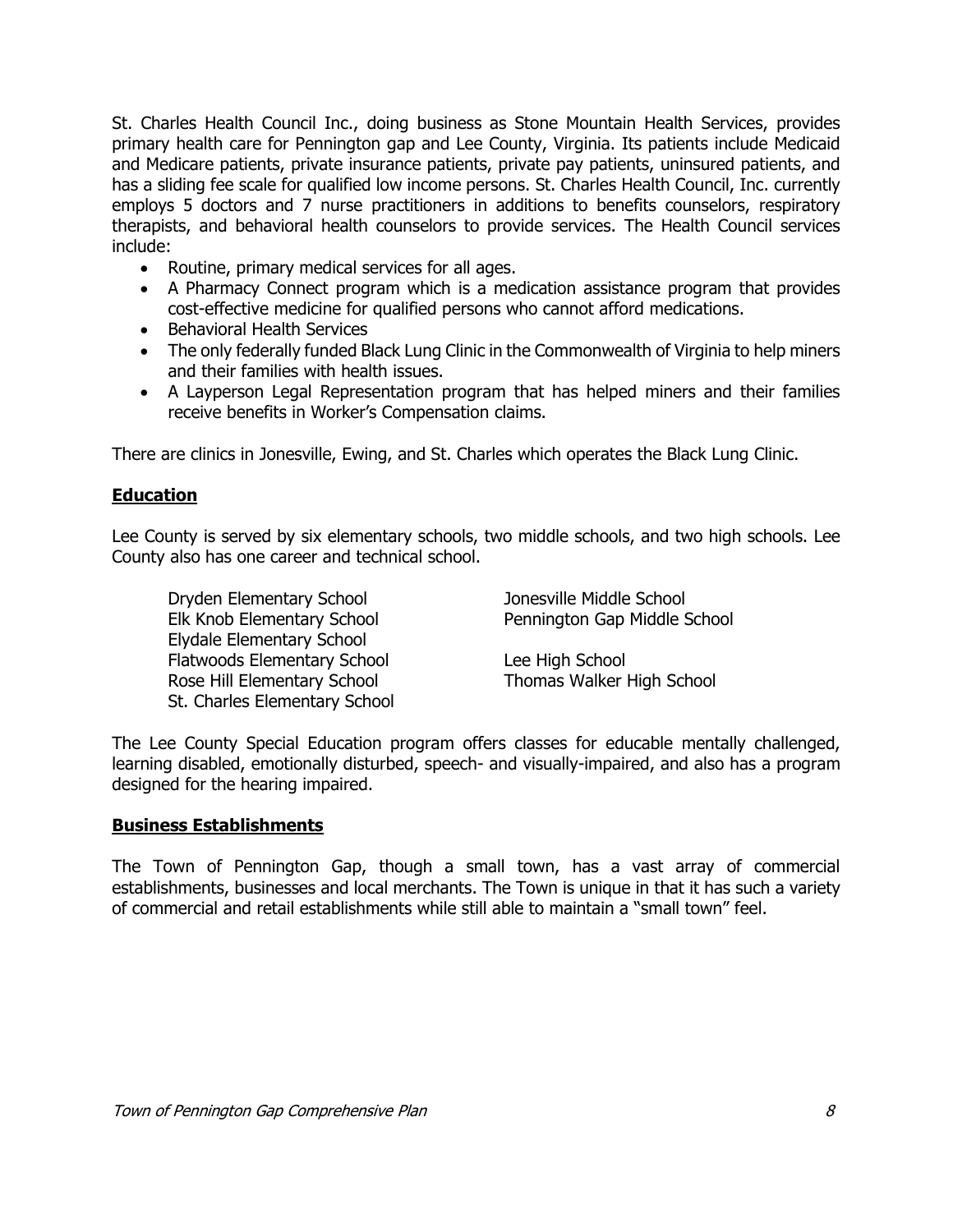St. Charles Health Council Inc., doing business as Stone Mountain Health Services, provides primary health care for Pennington gap and Lee County, Virginia. Its patients include Medicaid and Medicare patients, private insurance patients, private pay patients, uninsured patients, and has a sliding fee scale for qualified low income persons. St. Charles Health Council, Inc. currently employs 5 doctors and 7 nurse practitioners in additions to benefits counselors, respiratory therapists, and behavioral health counselors to provide services. The Health Council services include:

- Routine, primary medical services for all ages.
- A Pharmacy Connect program which is a medication assistance program that provides cost-effective medicine for qualified persons who cannot afford medications.
- Behavioral Health Services
- The only federally funded Black Lung Clinic in the Commonwealth of Virginia to help miners and their families with health issues.
- A Layperson Legal Representation program that has helped miners and their families receive benefits in Worker's Compensation claims.

There are clinics in Jonesville, Ewing, and St. Charles which operates the Black Lung Clinic.

## Education

Lee County is served by six elementary schools, two middle schools, and two high schools. Lee County also has one career and technical school.

Dryden Elementary School
Elk Knob Elementary School
Elydale Elementary School
Flatwoods Elementary School
Rose Hill Elementary School
St. Charles Elementary School

Jonesville Middle School
Pennington Gap Middle School

Lee High School
Thomas Walker High School

The Lee County Special Education program offers classes for educable mentally challenged, learning disabled, emotionally disturbed, speech- and visually-impaired, and also has a program designed for the hearing impaired.

## Business Establishments

The Town of Pennington Gap, though a small town, has a vast array of commercial establishments, businesses and local merchants. The Town is unique in that it has such a variety of commercial and retail establishments while still able to maintain a "small town" feel.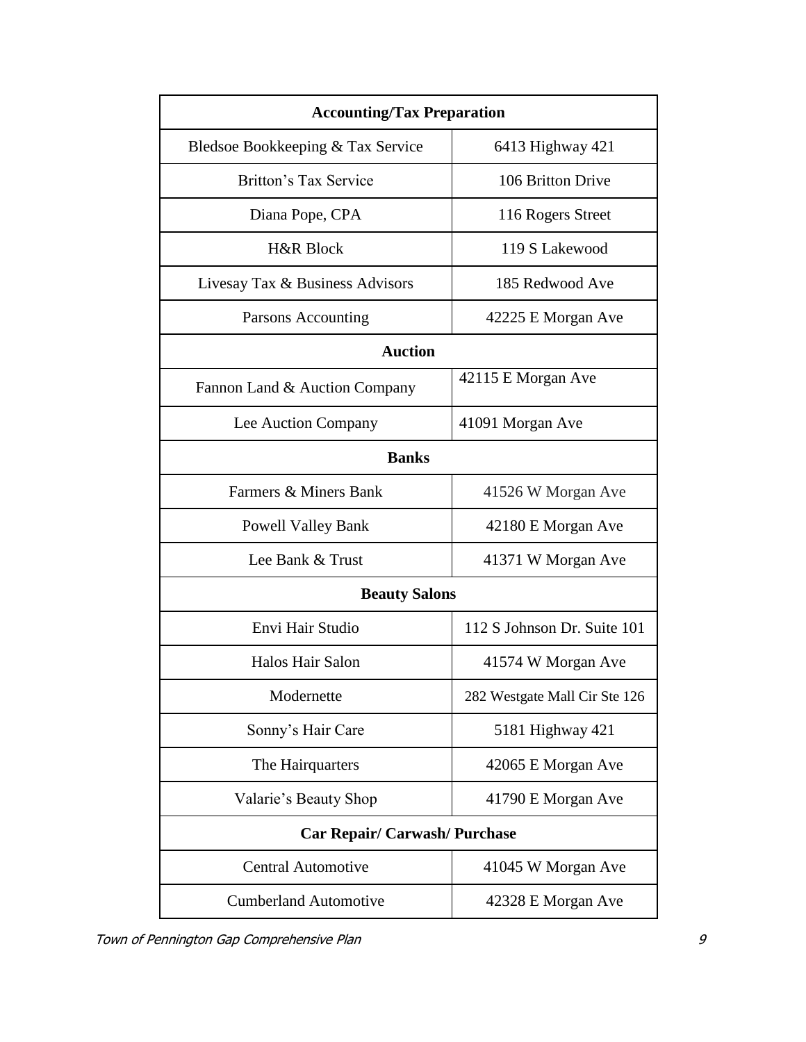| Accounting/Tax Preparation | |
|---|---|
| Bledsoe Bookkeeping & Tax Service | 6413 Highway 421 |
| Britton's Tax Service | 106 Britton Drive |
| Diana Pope, CPA | 116 Rogers Street |
| H&R Block | 119 S Lakewood |
| Livesay Tax & Business Advisors | 185 Redwood Ave |
| Parsons Accounting | 42225 E Morgan Ave |
| **Auction** | |
| Fannon Land & Auction Company | 42115 E Morgan Ave |
| Lee Auction Company | 41091 Morgan Ave |
| **Banks** | |
| Farmers & Miners Bank | 41526 W Morgan Ave |
| Powell Valley Bank | 42180 E Morgan Ave |
| Lee Bank & Trust | 41371 W Morgan Ave |
| **Beauty Salons** | |
| Envi Hair Studio | 112 S Johnson Dr. Suite 101 |
| Halos Hair Salon | 41574 W Morgan Ave |
| Modernette | 282 Westgate Mall Cir Ste 126 |
| Sonny's Hair Care | 5181 Highway 421 |
| The Hairquarters | 42065 E Morgan Ave |
| Valarie's Beauty Shop | 41790 E Morgan Ave |
| **Car Repair/ Carwash/ Purchase** | |
| Central Automotive | 41045 W Morgan Ave |
| Cumberland Automotive | 42328 E Morgan Ave |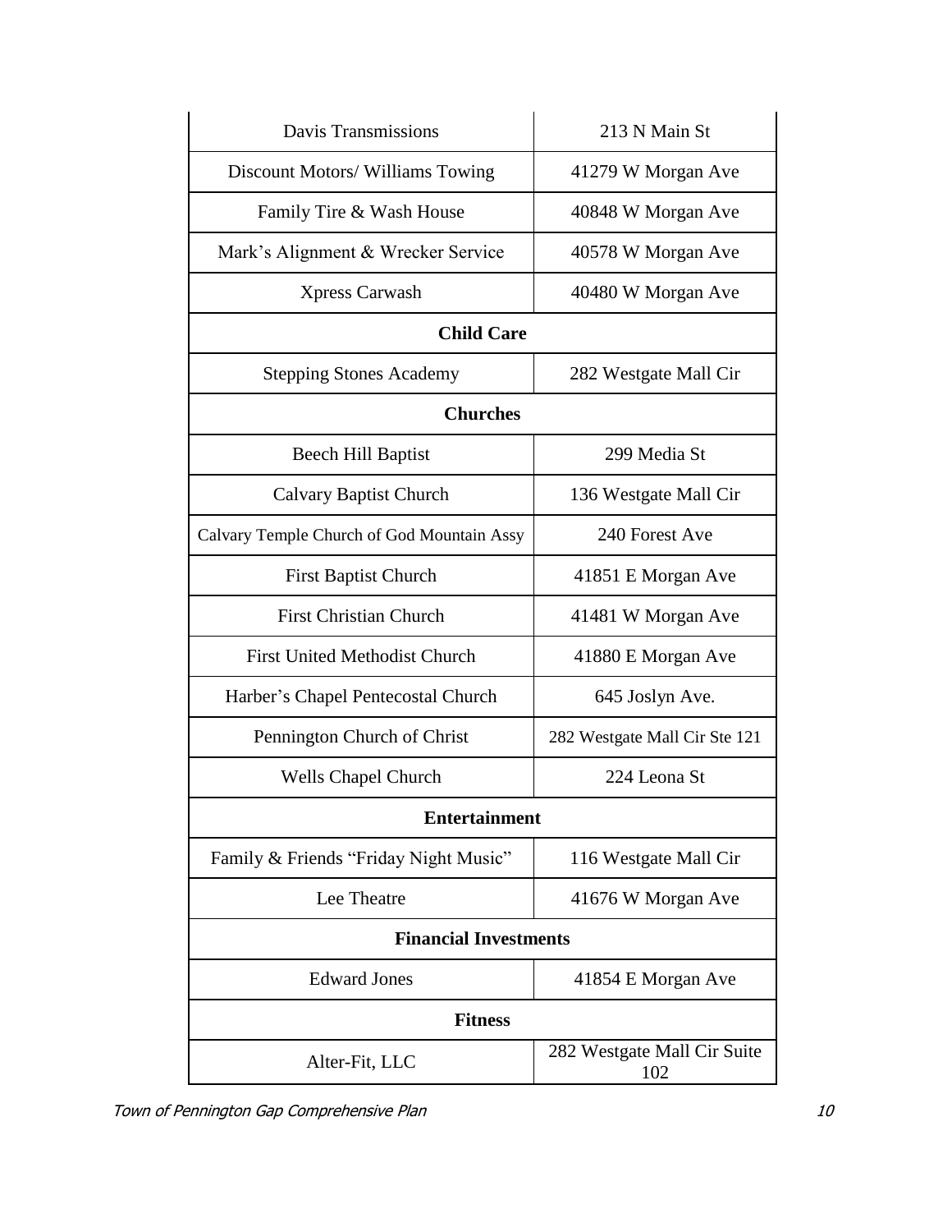| | |
|---|---|
| Davis Transmissions | 213 N Main St |
| Discount Motors/ Williams Towing | 41279 W Morgan Ave |
| Family Tire & Wash House | 40848 W Morgan Ave |
| Mark's Alignment & Wrecker Service | 40578 W Morgan Ave |
| Xpress Carwash | 40480 W Morgan Ave |
| **Child Care** | |
| Stepping Stones Academy | 282 Westgate Mall Cir |
| **Churches** | |
| Beech Hill Baptist | 299 Media St |
| Calvary Baptist Church | 136 Westgate Mall Cir |
| Calvary Temple Church of God Mountain Assy | 240 Forest Ave |
| First Baptist Church | 41851 E Morgan Ave |
| First Christian Church | 41481 W Morgan Ave |
| First United Methodist Church | 41880 E Morgan Ave |
| Harber's Chapel Pentecostal Church | 645 Joslyn Ave. |
| Pennington Church of Christ | 282 Westgate Mall Cir Ste 121 |
| Wells Chapel Church | 224 Leona St |
| **Entertainment** | |
| Family & Friends "Friday Night Music" | 116 Westgate Mall Cir |
| Lee Theatre | 41676 W Morgan Ave |
| **Financial Investments** | |
| Edward Jones | 41854 E Morgan Ave |
| **Fitness** | |
| Alter-Fit, LLC | 282 Westgate Mall Cir Suite 102 |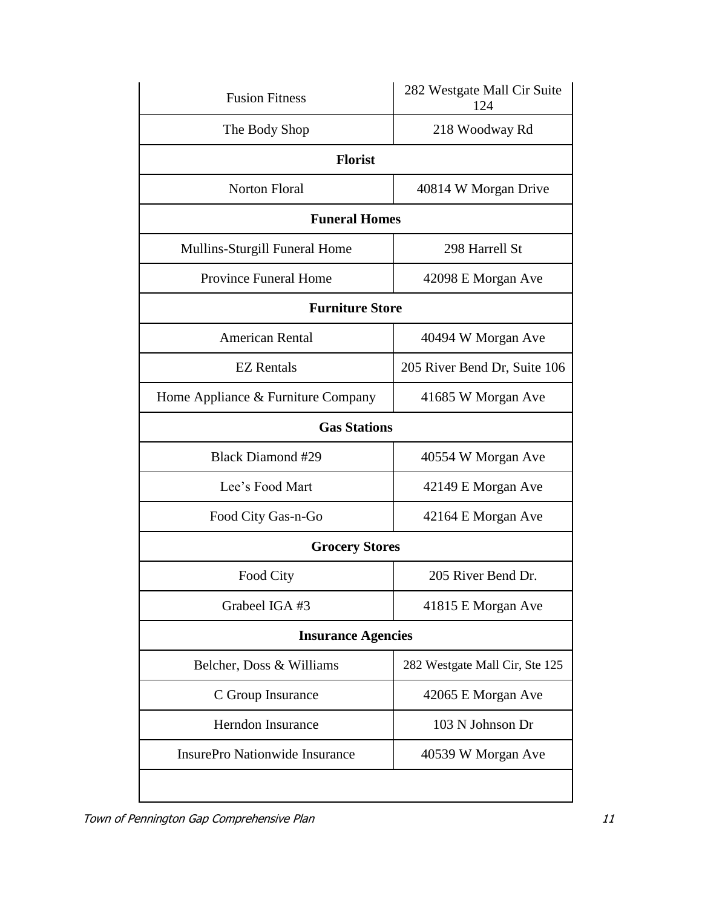| | |
|---|---|
| Fusion Fitness | 282 Westgate Mall Cir Suite 124 |
| The Body Shop | 218 Woodway Rd |
| **Florist** | |
| Norton Floral | 40814 W Morgan Drive |
| **Funeral Homes** | |
| Mullins-Sturgill Funeral Home | 298 Harrell St |
| Province Funeral Home | 42098 E Morgan Ave |
| **Furniture Store** | |
| American Rental | 40494 W Morgan Ave |
| EZ Rentals | 205 River Bend Dr, Suite 106 |
| Home Appliance & Furniture Company | 41685 W Morgan Ave |
| **Gas Stations** | |
| Black Diamond #29 | 40554 W Morgan Ave |
| Lee's Food Mart | 42149 E Morgan Ave |
| Food City Gas-n-Go | 42164 E Morgan Ave |
| **Grocery Stores** | |
| Food City | 205 River Bend Dr. |
| Grabeel IGA #3 | 41815 E Morgan Ave |
| **Insurance Agencies** | |
| Belcher, Doss & Williams | 282 Westgate Mall Cir, Ste 125 |
| C Group Insurance | 42065 E Morgan Ave |
| Herndon Insurance | 103 N Johnson Dr |
| InsurePro Nationwide Insurance | 40539 W Morgan Ave |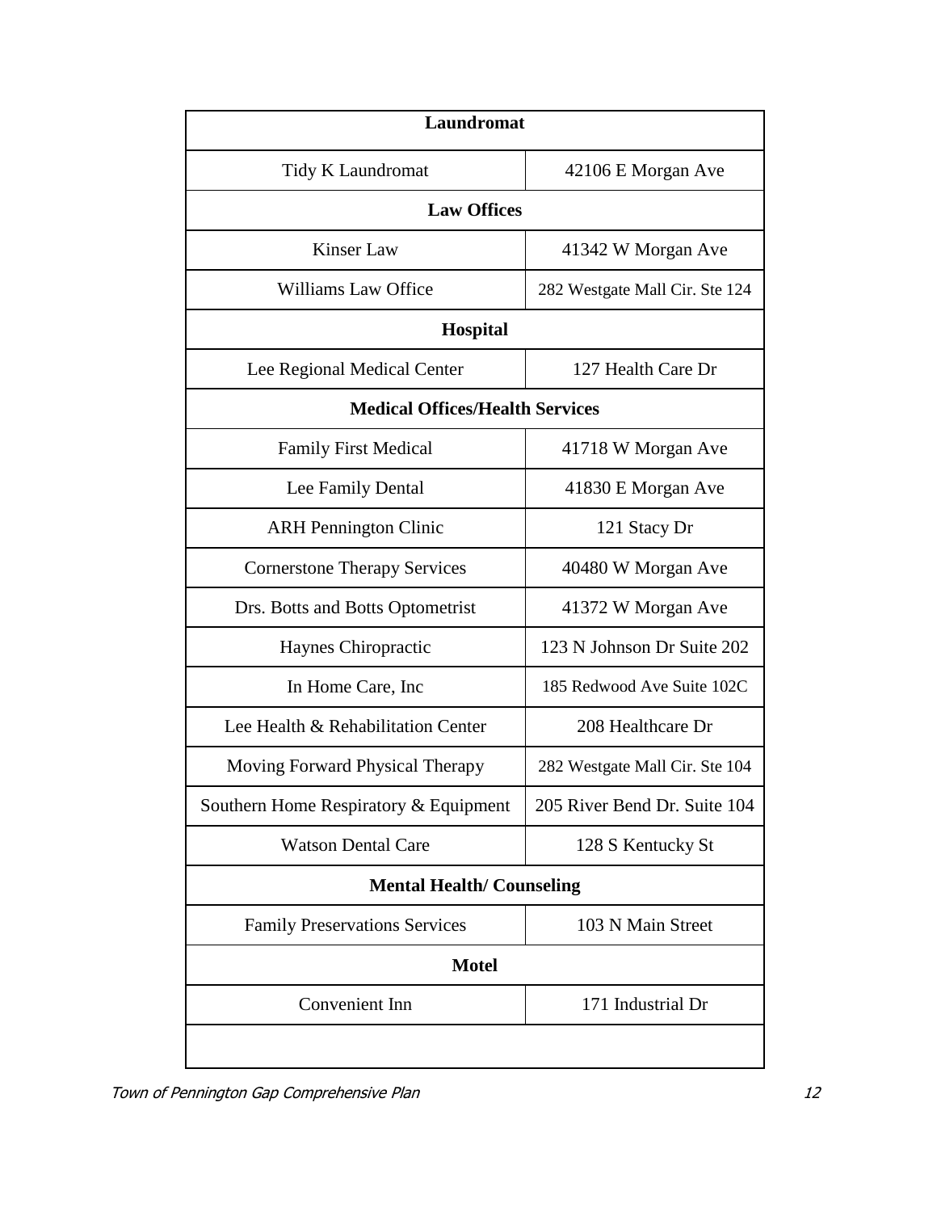| Laundromat | |
|---|---|
| Tidy K Laundromat | 42106 E Morgan Ave |
| **Law Offices** | |
| Kinser Law | 41342 W Morgan Ave |
| Williams Law Office | 282 Westgate Mall Cir. Ste 124 |
| **Hospital** | |
| Lee Regional Medical Center | 127 Health Care Dr |
| **Medical Offices/Health Services** | |
| Family First Medical | 41718 W Morgan Ave |
| Lee Family Dental | 41830 E Morgan Ave |
| ARH Pennington Clinic | 121 Stacy Dr |
| Cornerstone Therapy Services | 40480 W Morgan Ave |
| Drs. Botts and Botts Optometrist | 41372 W Morgan Ave |
| Haynes Chiropractic | 123 N Johnson Dr Suite 202 |
| In Home Care, Inc | 185 Redwood Ave Suite 102C |
| Lee Health & Rehabilitation Center | 208 Healthcare Dr |
| Moving Forward Physical Therapy | 282 Westgate Mall Cir. Ste 104 |
| Southern Home Respiratory & Equipment | 205 River Bend Dr. Suite 104 |
| Watson Dental Care | 128 S Kentucky St |
| **Mental Health/ Counseling** | |
| Family Preservations Services | 103 N Main Street |
| **Motel** | |
| Convenient Inn | 171 Industrial Dr |
| | |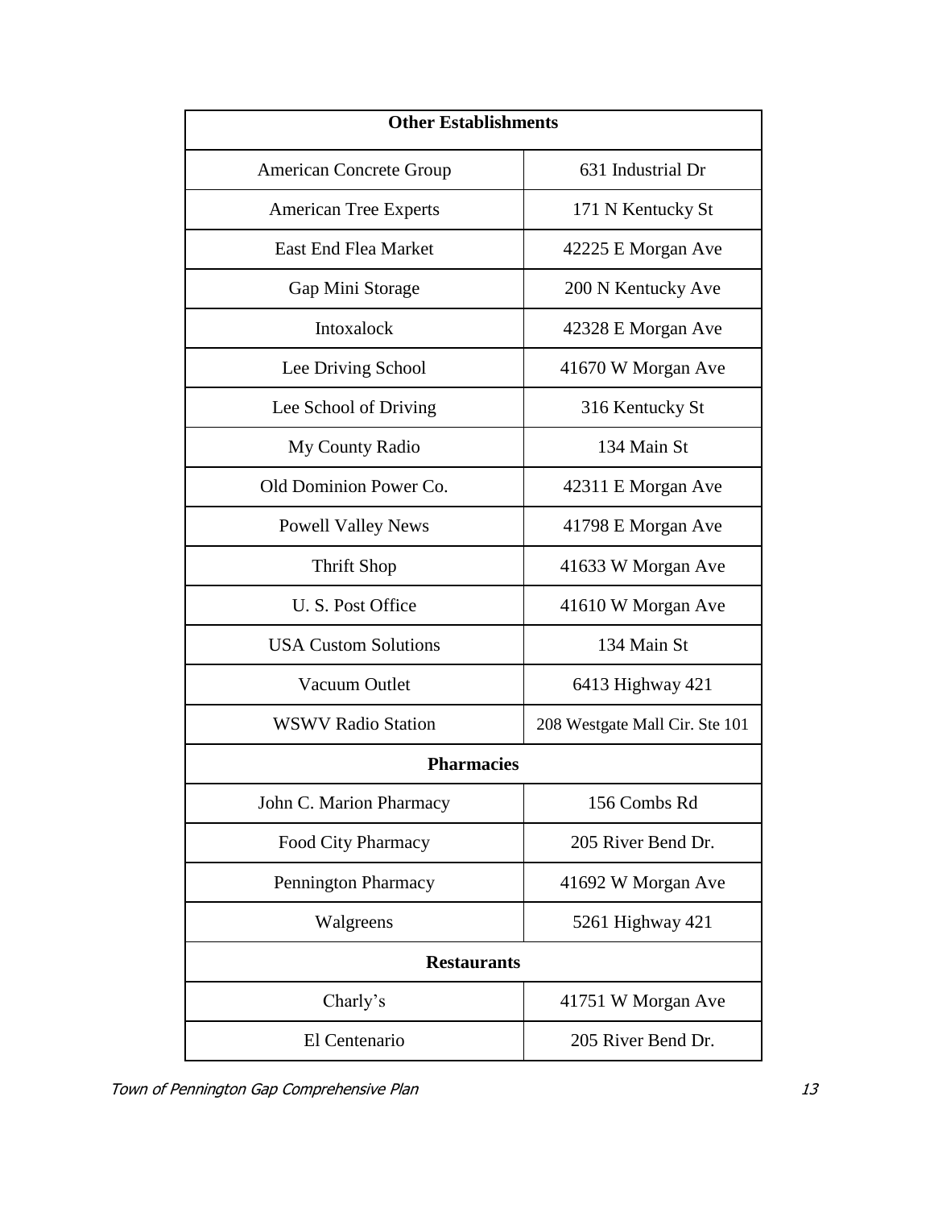| Other Establishments | |
|---|---|
| American Concrete Group | 631 Industrial Dr |
| American Tree Experts | 171 N Kentucky St |
| East End Flea Market | 42225 E Morgan Ave |
| Gap Mini Storage | 200 N Kentucky Ave |
| Intoxalock | 42328 E Morgan Ave |
| Lee Driving School | 41670 W Morgan Ave |
| Lee School of Driving | 316 Kentucky St |
| My County Radio | 134 Main St |
| Old Dominion Power Co. | 42311 E Morgan Ave |
| Powell Valley News | 41798 E Morgan Ave |
| Thrift Shop | 41633 W Morgan Ave |
| U. S. Post Office | 41610 W Morgan Ave |
| USA Custom Solutions | 134 Main St |
| Vacuum Outlet | 6413 Highway 421 |
| WSWV Radio Station | 208 Westgate Mall Cir. Ste 101 |
| **Pharmacies** | |
| John C. Marion Pharmacy | 156 Combs Rd |
| Food City Pharmacy | 205 River Bend Dr. |
| Pennington Pharmacy | 41692 W Morgan Ave |
| Walgreens | 5261 Highway 421 |
| **Restaurants** | |
| Charly's | 41751 W Morgan Ave |
| El Centenario | 205 River Bend Dr. |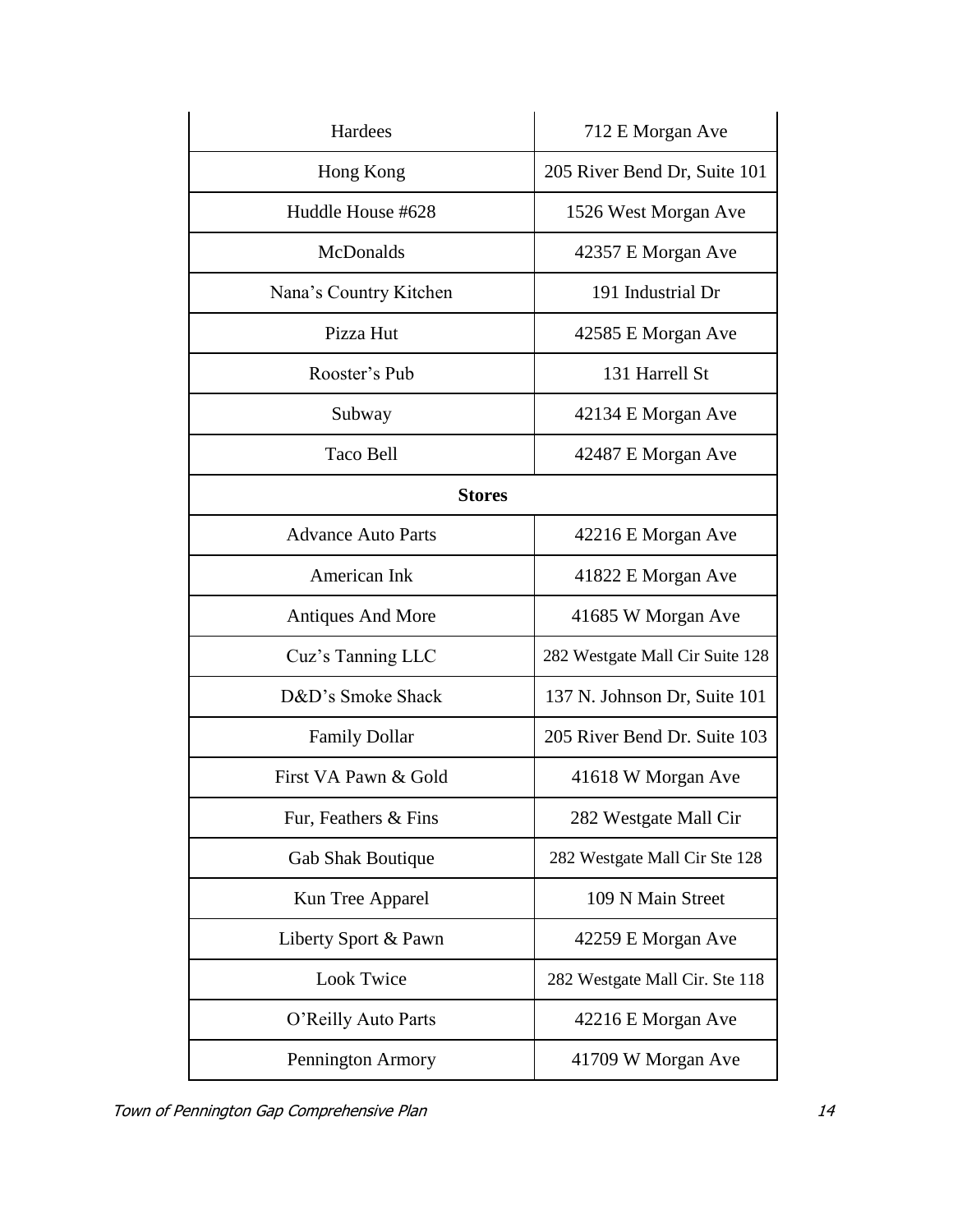| | |
|---|---|
| Hardees | 712 E Morgan Ave |
| Hong Kong | 205 River Bend Dr, Suite 101 |
| Huddle House #628 | 1526 West Morgan Ave |
| McDonalds | 42357 E Morgan Ave |
| Nana's Country Kitchen | 191 Industrial Dr |
| Pizza Hut | 42585 E Morgan Ave |
| Rooster's Pub | 131 Harrell St |
| Subway | 42134 E Morgan Ave |
| Taco Bell | 42487 E Morgan Ave |
| **Stores** | |
| Advance Auto Parts | 42216 E Morgan Ave |
| American Ink | 41822 E Morgan Ave |
| Antiques And More | 41685 W Morgan Ave |
| Cuz's Tanning LLC | 282 Westgate Mall Cir Suite 128 |
| D&D's Smoke Shack | 137 N. Johnson Dr, Suite 101 |
| Family Dollar | 205 River Bend Dr. Suite 103 |
| First VA Pawn & Gold | 41618 W Morgan Ave |
| Fur, Feathers & Fins | 282 Westgate Mall Cir |
| Gab Shak Boutique | 282 Westgate Mall Cir Ste 128 |
| Kun Tree Apparel | 109 N Main Street |
| Liberty Sport & Pawn | 42259 E Morgan Ave |
| Look Twice | 282 Westgate Mall Cir. Ste 118 |
| O'Reilly Auto Parts | 42216 E Morgan Ave |
| Pennington Armory | 41709 W Morgan Ave |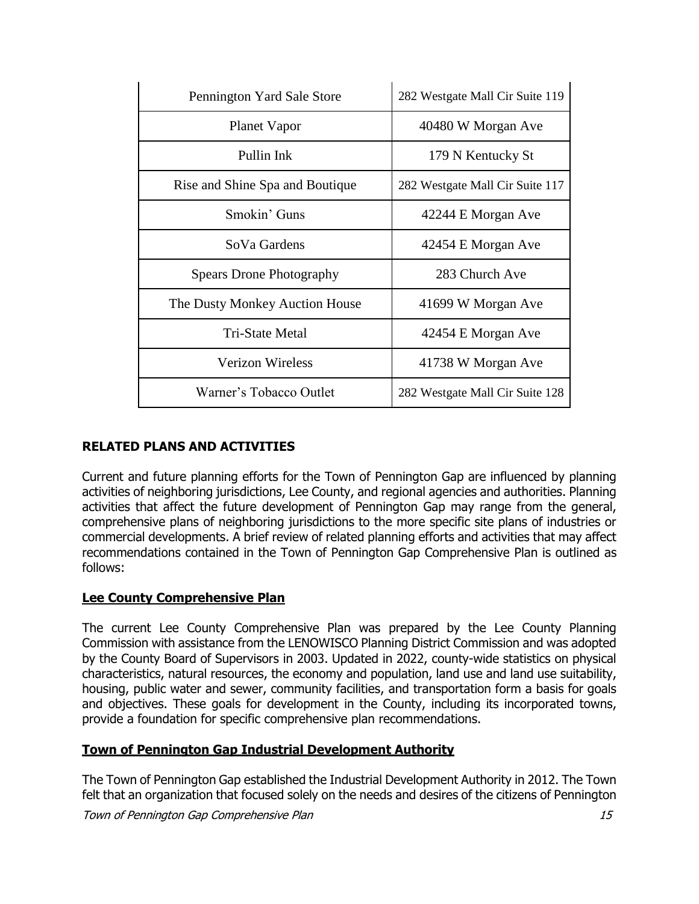| Pennington Yard Sale Store | 282 Westgate Mall Cir Suite 119 |
|---|---|
| Planet Vapor | 40480 W Morgan Ave |
| Pullin Ink | 179 N Kentucky St |
| Rise and Shine Spa and Boutique | 282 Westgate Mall Cir Suite 117 |
| Smokin' Guns | 42244 E Morgan Ave |
| SoVa Gardens | 42454 E Morgan Ave |
| Spears Drone Photography | 283 Church Ave |
| The Dusty Monkey Auction House | 41699 W Morgan Ave |
| Tri-State Metal | 42454 E Morgan Ave |
| Verizon Wireless | 41738 W Morgan Ave |
| Warner's Tobacco Outlet | 282 Westgate Mall Cir Suite 128 |

## RELATED PLANS AND ACTIVITIES

Current and future planning efforts for the Town of Pennington Gap are influenced by planning activities of neighboring jurisdictions, Lee County, and regional agencies and authorities. Planning activities that affect the future development of Pennington Gap may range from the general, comprehensive plans of neighboring jurisdictions to the more specific site plans of industries or commercial developments. A brief review of related planning efforts and activities that may affect recommendations contained in the Town of Pennington Gap Comprehensive Plan is outlined as follows:

### Lee County Comprehensive Plan

The current Lee County Comprehensive Plan was prepared by the Lee County Planning Commission with assistance from the LENOWISCO Planning District Commission and was adopted by the County Board of Supervisors in 2003. Updated in 2022, county-wide statistics on physical characteristics, natural resources, the economy and population, land use and land use suitability, housing, public water and sewer, community facilities, and transportation form a basis for goals and objectives. These goals for development in the County, including its incorporated towns, provide a foundation for specific comprehensive plan recommendations.

### Town of Pennington Gap Industrial Development Authority

The Town of Pennington Gap established the Industrial Development Authority in 2012. The Town felt that an organization that focused solely on the needs and desires of the citizens of Pennington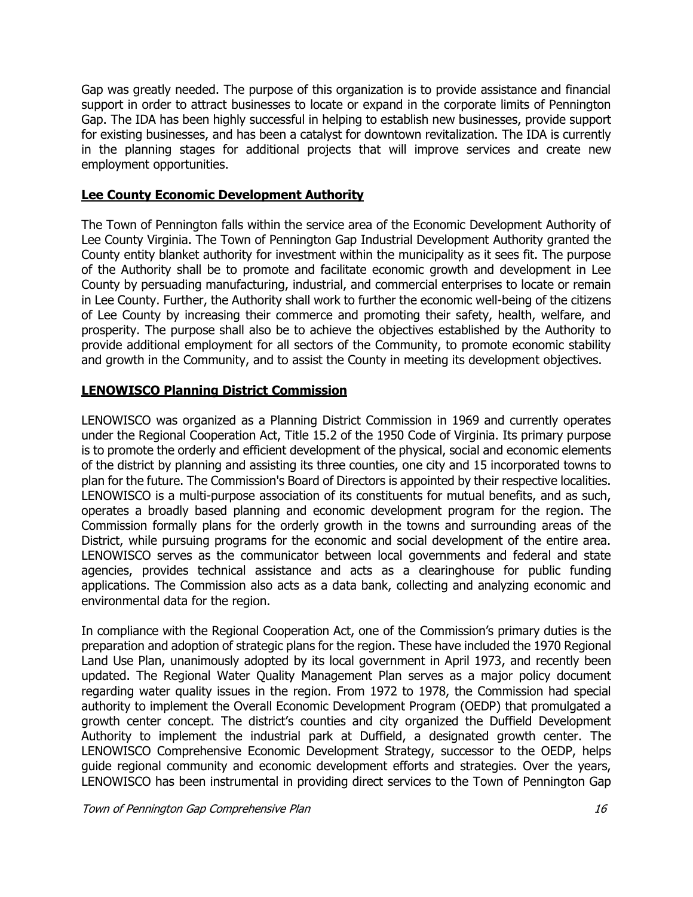Gap was greatly needed. The purpose of this organization is to provide assistance and financial support in order to attract businesses to locate or expand in the corporate limits of Pennington Gap. The IDA has been highly successful in helping to establish new businesses, provide support for existing businesses, and has been a catalyst for downtown revitalization. The IDA is currently in the planning stages for additional projects that will improve services and create new employment opportunities.

## Lee County Economic Development Authority

The Town of Pennington falls within the service area of the Economic Development Authority of Lee County Virginia. The Town of Pennington Gap Industrial Development Authority granted the County entity blanket authority for investment within the municipality as it sees fit. The purpose of the Authority shall be to promote and facilitate economic growth and development in Lee County by persuading manufacturing, industrial, and commercial enterprises to locate or remain in Lee County. Further, the Authority shall work to further the economic well-being of the citizens of Lee County by increasing their commerce and promoting their safety, health, welfare, and prosperity. The purpose shall also be to achieve the objectives established by the Authority to provide additional employment for all sectors of the Community, to promote economic stability and growth in the Community, and to assist the County in meeting its development objectives.

## LENOWISCO Planning District Commission

LENOWISCO was organized as a Planning District Commission in 1969 and currently operates under the Regional Cooperation Act, Title 15.2 of the 1950 Code of Virginia. Its primary purpose is to promote the orderly and efficient development of the physical, social and economic elements of the district by planning and assisting its three counties, one city and 15 incorporated towns to plan for the future. The Commission's Board of Directors is appointed by their respective localities. LENOWISCO is a multi-purpose association of its constituents for mutual benefits, and as such, operates a broadly based planning and economic development program for the region. The Commission formally plans for the orderly growth in the towns and surrounding areas of the District, while pursuing programs for the economic and social development of the entire area. LENOWISCO serves as the communicator between local governments and federal and state agencies, provides technical assistance and acts as a clearinghouse for public funding applications. The Commission also acts as a data bank, collecting and analyzing economic and environmental data for the region.

In compliance with the Regional Cooperation Act, one of the Commission's primary duties is the preparation and adoption of strategic plans for the region. These have included the 1970 Regional Land Use Plan, unanimously adopted by its local government in April 1973, and recently been updated. The Regional Water Quality Management Plan serves as a major policy document regarding water quality issues in the region. From 1972 to 1978, the Commission had special authority to implement the Overall Economic Development Program (OEDP) that promulgated a growth center concept. The district's counties and city organized the Duffield Development Authority to implement the industrial park at Duffield, a designated growth center. The LENOWISCO Comprehensive Economic Development Strategy, successor to the OEDP, helps guide regional community and economic development efforts and strategies. Over the years, LENOWISCO has been instrumental in providing direct services to the Town of Pennington Gap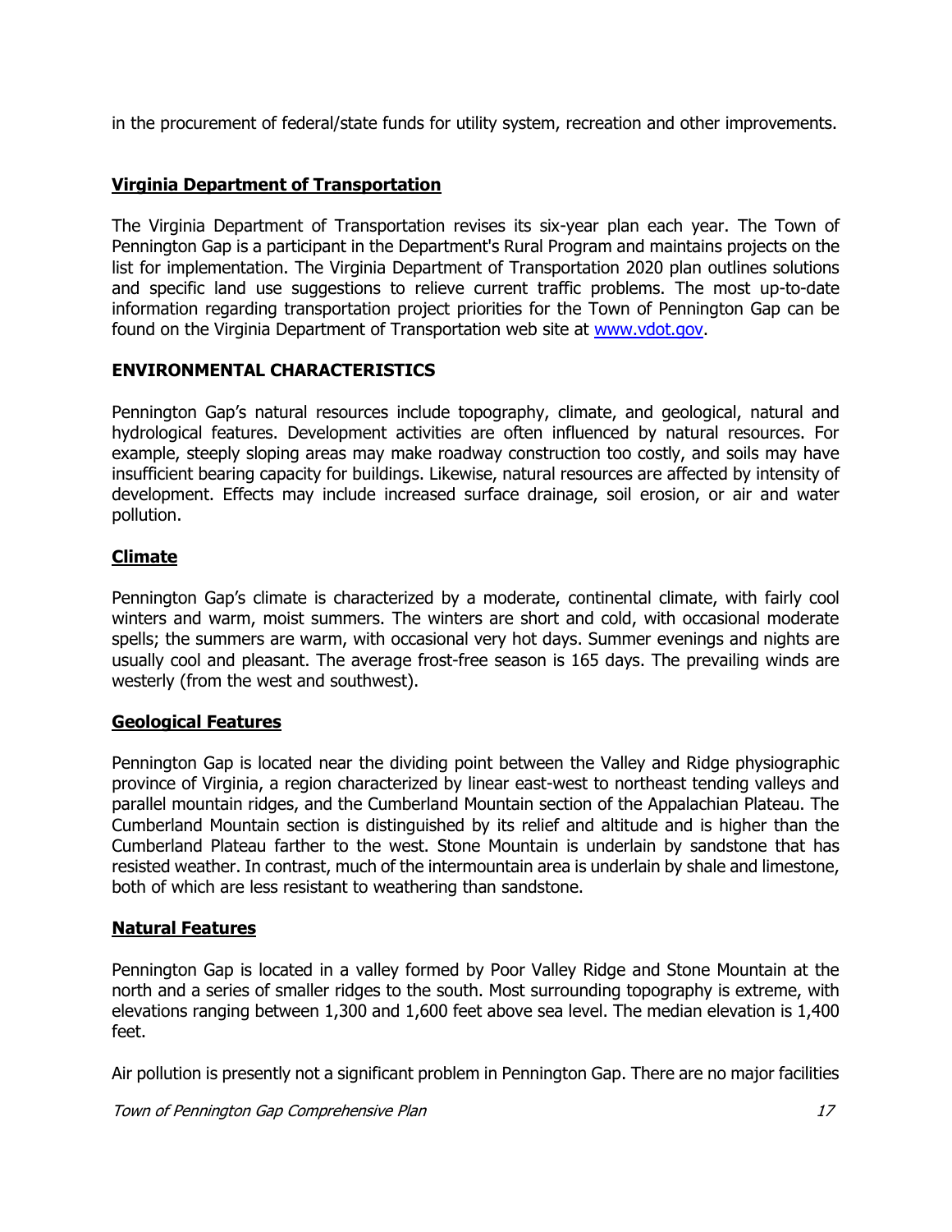in the procurement of federal/state funds for utility system, recreation and other improvements.

## Virginia Department of Transportation

The Virginia Department of Transportation revises its six-year plan each year. The Town of Pennington Gap is a participant in the Department's Rural Program and maintains projects on the list for implementation. The Virginia Department of Transportation 2020 plan outlines solutions and specific land use suggestions to relieve current traffic problems. The most up-to-date information regarding transportation project priorities for the Town of Pennington Gap can be found on the Virginia Department of Transportation web site at [www.vdot.gov](http://www.vdot.gov).

# ENVIRONMENTAL CHARACTERISTICS

Pennington Gap's natural resources include topography, climate, and geological, natural and hydrological features. Development activities are often influenced by natural resources. For example, steeply sloping areas may make roadway construction too costly, and soils may have insufficient bearing capacity for buildings. Likewise, natural resources are affected by intensity of development. Effects may include increased surface drainage, soil erosion, or air and water pollution.

## Climate

Pennington Gap's climate is characterized by a moderate, continental climate, with fairly cool winters and warm, moist summers. The winters are short and cold, with occasional moderate spells; the summers are warm, with occasional very hot days. Summer evenings and nights are usually cool and pleasant. The average frost-free season is 165 days. The prevailing winds are westerly (from the west and southwest).

## Geological Features

Pennington Gap is located near the dividing point between the Valley and Ridge physiographic province of Virginia, a region characterized by linear east-west to northeast tending valleys and parallel mountain ridges, and the Cumberland Mountain section of the Appalachian Plateau. The Cumberland Mountain section is distinguished by its relief and altitude and is higher than the Cumberland Plateau farther to the west. Stone Mountain is underlain by sandstone that has resisted weather. In contrast, much of the intermountain area is underlain by shale and limestone, both of which are less resistant to weathering than sandstone.

## Natural Features

Pennington Gap is located in a valley formed by Poor Valley Ridge and Stone Mountain at the north and a series of smaller ridges to the south. Most surrounding topography is extreme, with elevations ranging between 1,300 and 1,600 feet above sea level. The median elevation is 1,400 feet.

Air pollution is presently not a significant problem in Pennington Gap. There are no major facilities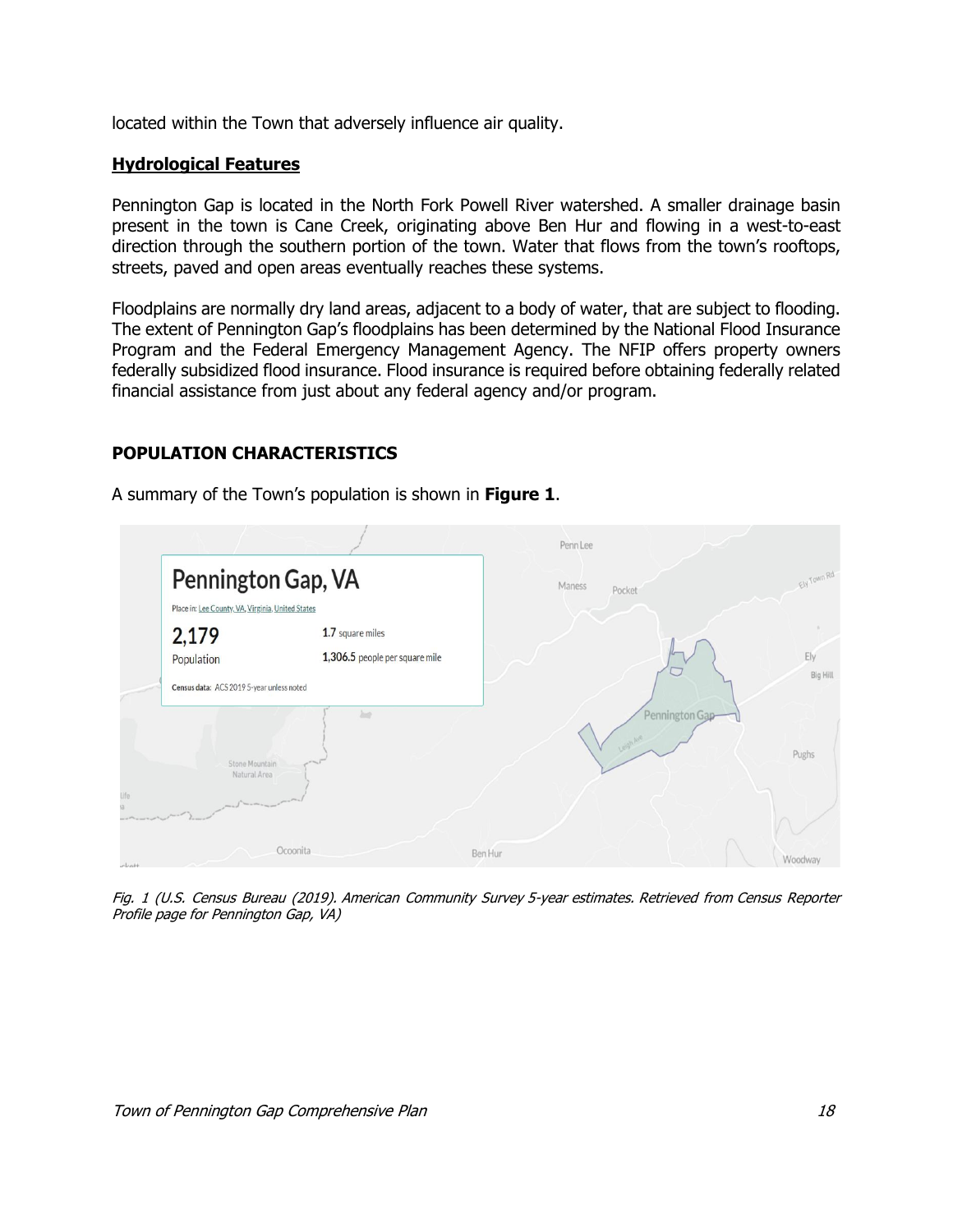located within the Town that adversely influence air quality.

## Hydrological Features

Pennington Gap is located in the North Fork Powell River watershed. A smaller drainage basin present in the town is Cane Creek, originating above Ben Hur and flowing in a west-to-east direction through the southern portion of the town. Water that flows from the town's rooftops, streets, paved and open areas eventually reaches these systems.

Floodplains are normally dry land areas, adjacent to a body of water, that are subject to flooding. The extent of Pennington Gap's floodplains has been determined by the National Flood Insurance Program and the Federal Emergency Management Agency. The NFIP offers property owners federally subsidized flood insurance. Flood insurance is required before obtaining federally related financial assistance from just about any federal agency and/or program.

## POPULATION CHARACTERISTICS

A summary of the Town's population is shown in **Figure 1**.

Pennington Gap, VA

Place in: Lee County, VA, Virginia, United States

2,179 Population

1.7 square miles

1,306.5 people per square mile

Census data: ACS 2019 5-year unless noted

*Fig. 1 (U.S. Census Bureau (2019). American Community Survey 5-year estimates. Retrieved from Census Reporter Profile page for Pennington Gap, VA)*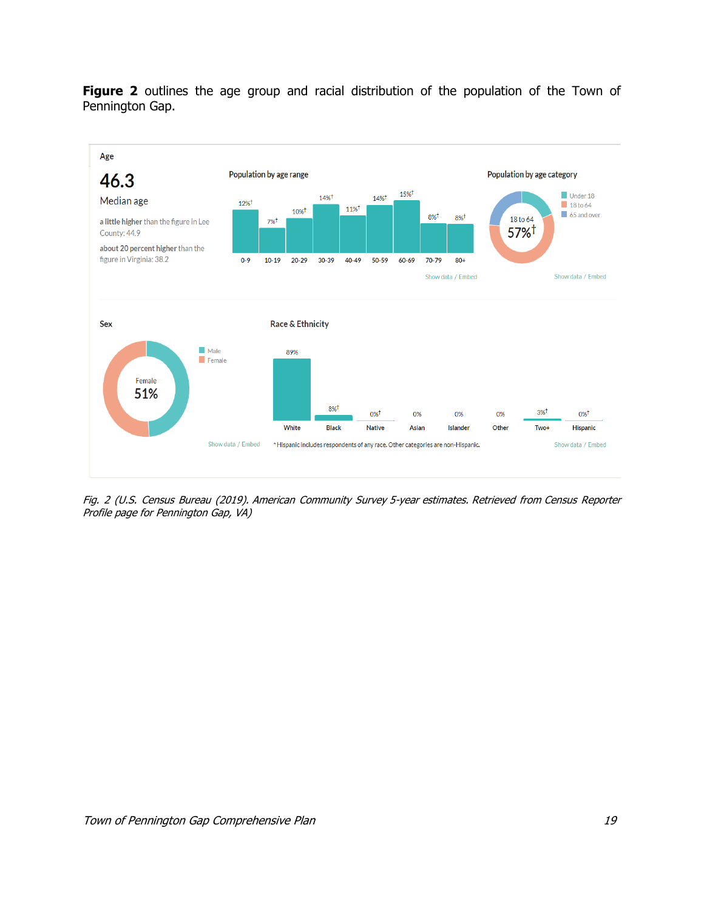**Figure 2** outlines the age group and racial distribution of the population of the Town of Pennington Gap.

**Age**

**46.3**
Median age

**a little higher** than the figure in Lee County: 44.9

**about 20 percent higher** than the figure in Virginia: 38.2

**Population by age range**

| 0-9 | 10-19 | 20-29 | 30-39 | 40-49 | 50-59 | 60-69 | 70-79 | 80+ |
|---|---|---|---|---|---|---|---|---|
| 12%† | 7%† | 10%† | 14%† | 11%† | 14%† | 15%† | 8%† | 8%† |

Show data / Embed

**Population by age category**

Under 18 / 18 to 64 / 65 and over

18 to 64: 57%†

Show data / Embed

**Sex**

Male / Female

Female 51%

Show data / Embed

**Race & Ethnicity**

| White | Black | Native | Asian | Islander | Other | Two+ | Hispanic |
|---|---|---|---|---|---|---|---|
| 89% | 8%† | 0%† | 0% | 0% | 0% | 3%† | 0%† |

* Hispanic includes respondents of any race. Other categories are non-Hispanic.

Show data / Embed

*Fig. 2 (U.S. Census Bureau (2019). American Community Survey 5-year estimates. Retrieved from Census Reporter Profile page for Pennington Gap, VA)*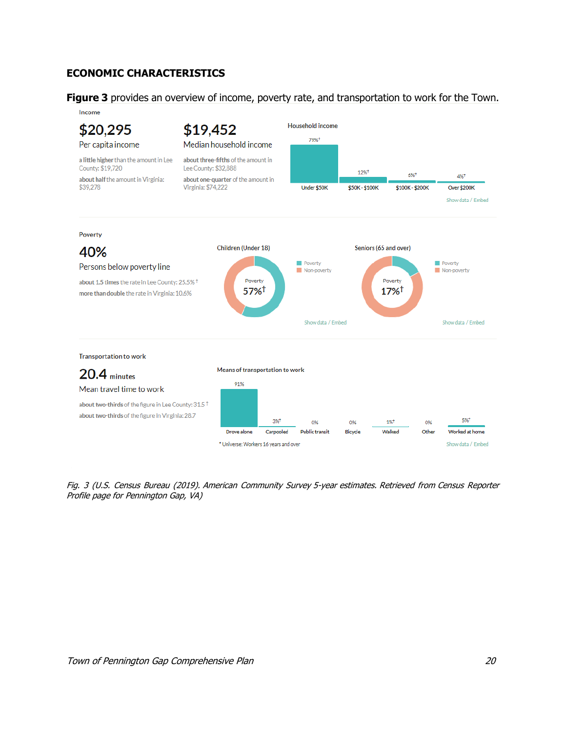## ECONOMIC CHARACTERISTICS

**Figure 3** provides an overview of income, poverty rate, and transportation to work for the Town.

Income

**$20,295**
Per capita income

a little higher than the amount in Lee County: $19,720

about half the amount in Virginia: $39,278

**$19,452**
Median household income

about three-fifths of the amount in Lee County: $32,888

about one-quarter of the amount in Virginia: $74,222

Household income

| Under $50K | $50K - $100K | $100K - $200K | Over $200K |
|---|---|---|---|
| 79%† | 12%† | 6%† | 4%† |

Show data / Embed

Poverty

**40%**
Persons below poverty line

about 1.5 times the rate in Lee County: 25.5% †

more than double the rate in Virginia: 10.6%

Children (Under 18): Poverty 57%†

Seniors (65 and over): Poverty 17%†

Poverty / Non-poverty

Show data / Embed

Transportation to work

**20.4** minutes
Mean travel time to work

about two-thirds of the figure in Lee County: 31.5 †

about two-thirds of the figure in Virginia: 28.7

Means of transportation to work

| Drove alone | Carpooled | Public transit | Bicycle | Walked | Other | Worked at home |
|---|---|---|---|---|---|---|
| 91% | 3%† | 0% | 0% | 1%† | 0% | 5%† |

\* Universe: Workers 16 years and over

Show data / Embed

*Fig. 3 (U.S. Census Bureau (2019). American Community Survey 5-year estimates. Retrieved from Census Reporter Profile page for Pennington Gap, VA)*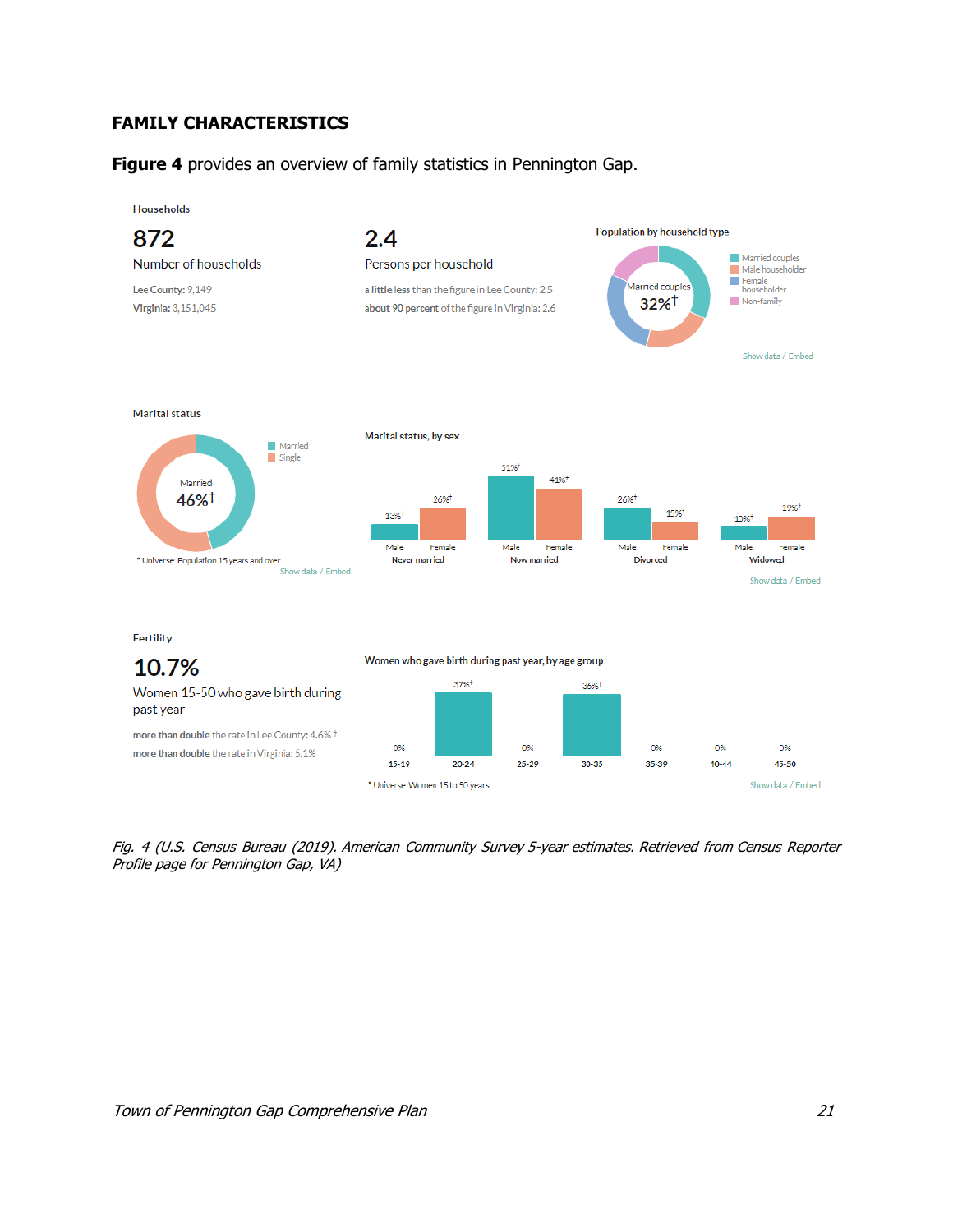## FAMILY CHARACTERISTICS

**Figure 4** provides an overview of family statistics in Pennington Gap.

Households

872

Number of households

Lee County: 9,149

Virginia: 3,151,045

2.4

Persons per household

a little less than the figure in Lee County: 2.5

about 90 percent of the figure in Virginia: 2.6

Population by household type

Married couples 32%†

- Married couples
- Male householder
- Female householder
- Non-family

Show data / Embed

Marital status

Married 46%†

- Married
- Single

* Universe: Population 15 years and over

Show data / Embed

Marital status, by sex

| | Male | Female |
|---|---|---|
| Never married | 13%† | 26%† |
| Now married | 51%† | 41%† |
| Divorced | 26%† | 15%† |
| Widowed | 10%† | 19%† |

Show data / Embed

Fertility

10.7%

Women 15-50 who gave birth during past year

more than double the rate in Lee County: 4.6% †

more than double the rate in Virginia: 5.1%

Women who gave birth during past year, by age group

| 15-19 | 20-24 | 25-29 | 30-35 | 35-39 | 40-44 | 45-50 |
|---|---|---|---|---|---|---|
| 0% | 37%† | 0% | 36%† | 0% | 0% | 0% |

* Universe: Women 15 to 50 years

Show data / Embed

*Fig. 4 (U.S. Census Bureau (2019). American Community Survey 5-year estimates. Retrieved from Census Reporter Profile page for Pennington Gap, VA)*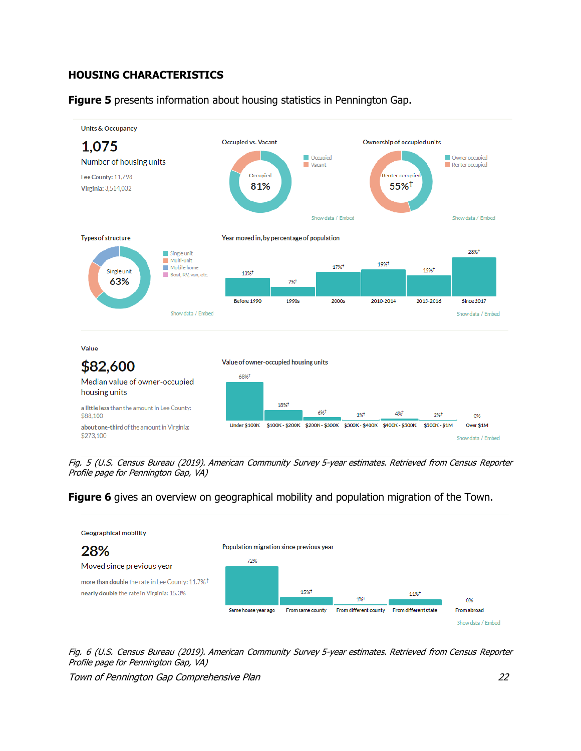## HOUSING CHARACTERISTICS

**Figure 5** presents information about housing statistics in Pennington Gap.

Units & Occupancy

**1,075**

Number of housing units

Lee County: 11,798

Virginia: 3,514,032

Occupied vs. Vacant

- Occupied
- Vacant

Occupied 81%

Ownership of occupied units

- Owner occupied
- Renter occupied

Renter occupied 55%†

Types of structure

- Single unit
- Multi-unit
- Mobile home
- Boat, RV, van, etc.

Single unit 63%

Year moved in, by percentage of population

| Before 1990 | 1990s | 2000s | 2010-2014 | 2015-2016 | Since 2017 |
|---|---|---|---|---|---|
| 13%† | 7%† | 17%† | 19%† | 15%† | 28%† |

Value

**$82,600**

Median value of owner-occupied housing units

a little less than the amount in Lee County: $88,100

about one-third of the amount in Virginia: $273,100

Value of owner-occupied housing units

| Under $100K | $100K - $200K | $200K - $300K | $300K - $400K | $400K - $500K | $500K - $1M | Over $1M |
|---|---|---|---|---|---|---|
| 68%† | 18%† | 6%† | 1%† | 4%† | 2%† | 0% |

*Fig. 5 (U.S. Census Bureau (2019). American Community Survey 5-year estimates. Retrieved from Census Reporter Profile page for Pennington Gap, VA)*

**Figure 6** gives an overview on geographical mobility and population migration of the Town.

Geographical mobility

**28%**

Moved since previous year

more than double the rate in Lee County: 11.7%†

nearly double the rate in Virginia: 15.3%

Population migration since previous year

| Same house year ago | From same county | From different county | From different state | From abroad |
|---|---|---|---|---|
| 72% | 15%† | 1%† | 11%† | 0% |

*Fig. 6 (U.S. Census Bureau (2019). American Community Survey 5-year estimates. Retrieved from Census Reporter Profile page for Pennington Gap, VA)*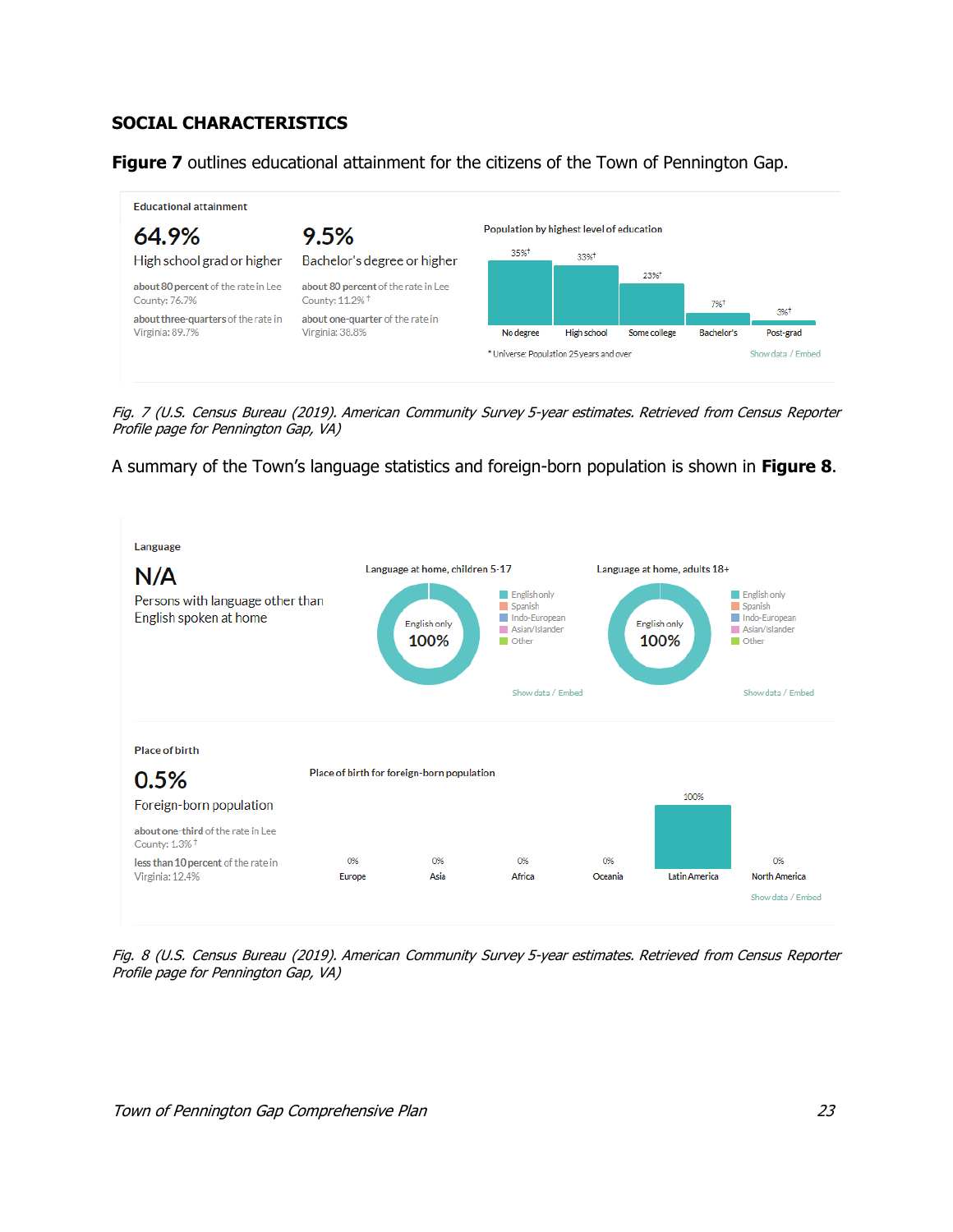## SOCIAL CHARACTERISTICS

**Figure 7** outlines educational attainment for the citizens of the Town of Pennington Gap.

Educational attainment

**64.9%**
High school grad or higher

about 80 percent of the rate in Lee County: 76.7%

about three-quarters of the rate in Virginia: 89.7%

**9.5%**
Bachelor's degree or higher

about 80 percent of the rate in Lee County: 11.2% †

about one-quarter of the rate in Virginia: 38.8%

Population by highest level of education

| No degree | High school | Some college | Bachelor's | Post-grad |
|---|---|---|---|---|
| 35%† | 33%† | 23%† | 7%† | 3%† |

* Universe: Population 25 years and over

Show data / Embed

*Fig. 7 (U.S. Census Bureau (2019). American Community Survey 5-year estimates. Retrieved from Census Reporter Profile page for Pennington Gap, VA)*

A summary of the Town's language statistics and foreign-born population is shown in **Figure 8**.

Language

**N/A**
Persons with language other than English spoken at home

Language at home, children 5-17

English only 100%

English only, Spanish, Indo-European, Asian/Islander, Other

Show data / Embed

Language at home, adults 18+

English only 100%

English only, Spanish, Indo-European, Asian/Islander, Other

Show data / Embed

Place of birth

**0.5%**
Foreign-born population

about one-third of the rate in Lee County: 1.3% †

less than 10 percent of the rate in Virginia: 12.4%

Place of birth for foreign-born population

| Europe | Asia | Africa | Oceania | Latin America | North America |
|---|---|---|---|---|---|
| 0% | 0% | 0% | 0% | 100% | 0% |

Show data / Embed

*Fig. 8 (U.S. Census Bureau (2019). American Community Survey 5-year estimates. Retrieved from Census Reporter Profile page for Pennington Gap, VA)*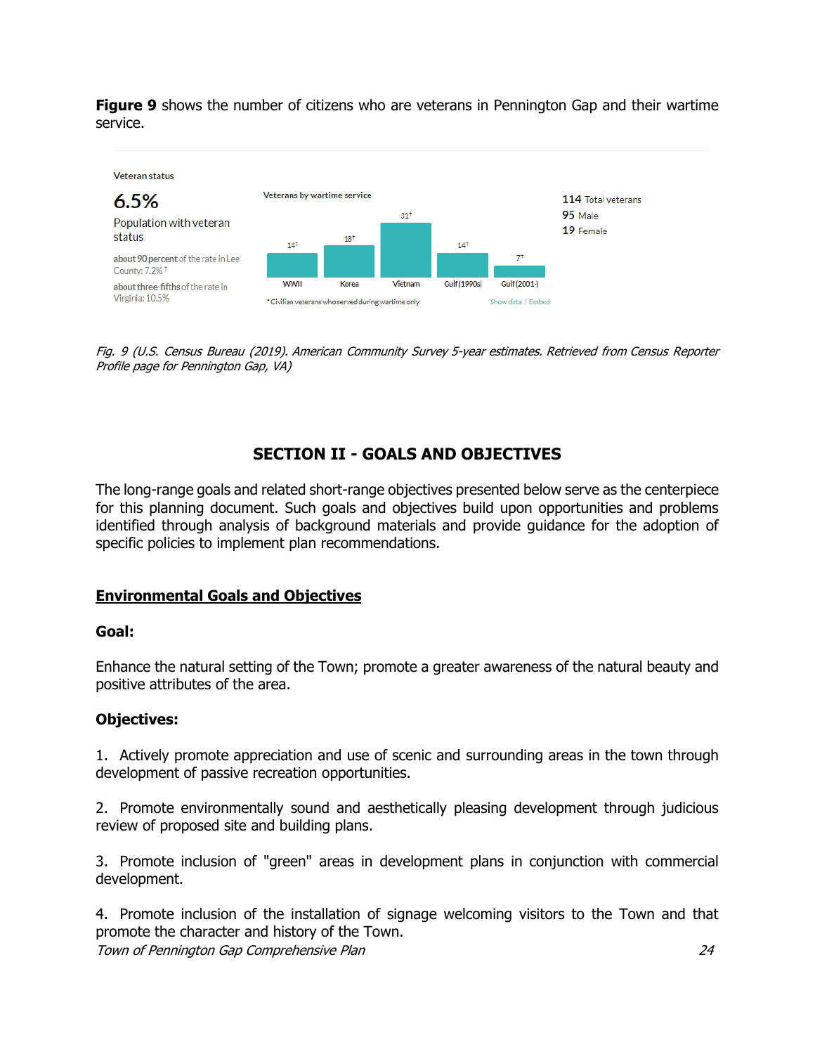**Figure 9** shows the number of citizens who are veterans in Pennington Gap and their wartime service.

Veteran status

**6.5%**

Population with veteran status

about 90 percent of the rate in Lee County: 7.2%†

about three-fifths of the rate in Virginia: 10.5%

Veterans by wartime service

| WWII | Korea | Vietnam | Gulf (1990s) | Gulf (2001-) |
|---|---|---|---|---|
| 14† | 18† | 31† | 14† | 7† |

*Civilian veterans who served during wartime only

Show data / Embed

**114** Total veterans
**95** Male
**19** Female

*Fig. 9 (U.S. Census Bureau (2019). American Community Survey 5-year estimates. Retrieved from Census Reporter Profile page for Pennington Gap, VA)*

## SECTION II - GOALS AND OBJECTIVES

The long-range goals and related short-range objectives presented below serve as the centerpiece for this planning document. Such goals and objectives build upon opportunities and problems identified through analysis of background materials and provide guidance for the adoption of specific policies to implement plan recommendations.

### Environmental Goals and Objectives

**Goal:**

Enhance the natural setting of the Town; promote a greater awareness of the natural beauty and positive attributes of the area.

**Objectives:**

1. Actively promote appreciation and use of scenic and surrounding areas in the town through development of passive recreation opportunities.

2. Promote environmentally sound and aesthetically pleasing development through judicious review of proposed site and building plans.

3. Promote inclusion of "green" areas in development plans in conjunction with commercial development.

4. Promote inclusion of the installation of signage welcoming visitors to the Town and that promote the character and history of the Town.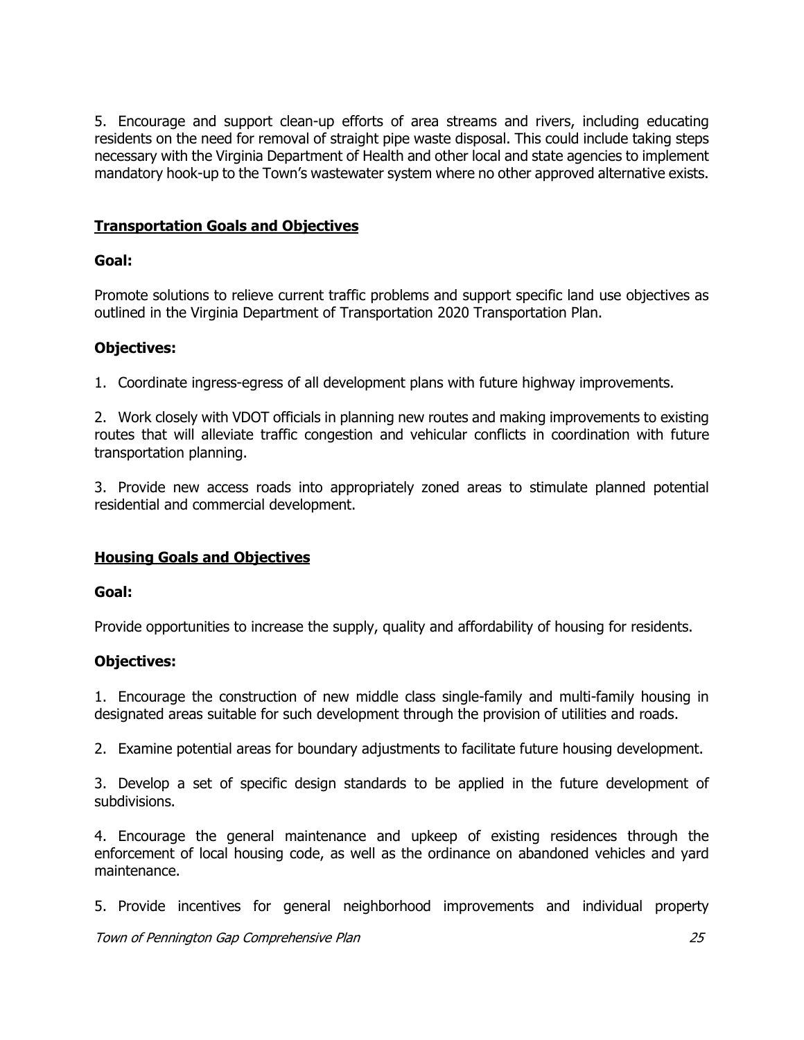5. Encourage and support clean-up efforts of area streams and rivers, including educating residents on the need for removal of straight pipe waste disposal. This could include taking steps necessary with the Virginia Department of Health and other local and state agencies to implement mandatory hook-up to the Town's wastewater system where no other approved alternative exists.

## Transportation Goals and Objectives

### Goal:

Promote solutions to relieve current traffic problems and support specific land use objectives as outlined in the Virginia Department of Transportation 2020 Transportation Plan.

### Objectives:

1. Coordinate ingress-egress of all development plans with future highway improvements.

2. Work closely with VDOT officials in planning new routes and making improvements to existing routes that will alleviate traffic congestion and vehicular conflicts in coordination with future transportation planning.

3. Provide new access roads into appropriately zoned areas to stimulate planned potential residential and commercial development.

## Housing Goals and Objectives

### Goal:

Provide opportunities to increase the supply, quality and affordability of housing for residents.

### Objectives:

1. Encourage the construction of new middle class single-family and multi-family housing in designated areas suitable for such development through the provision of utilities and roads.

2. Examine potential areas for boundary adjustments to facilitate future housing development.

3. Develop a set of specific design standards to be applied in the future development of subdivisions.

4. Encourage the general maintenance and upkeep of existing residences through the enforcement of local housing code, as well as the ordinance on abandoned vehicles and yard maintenance.

5. Provide incentives for general neighborhood improvements and individual property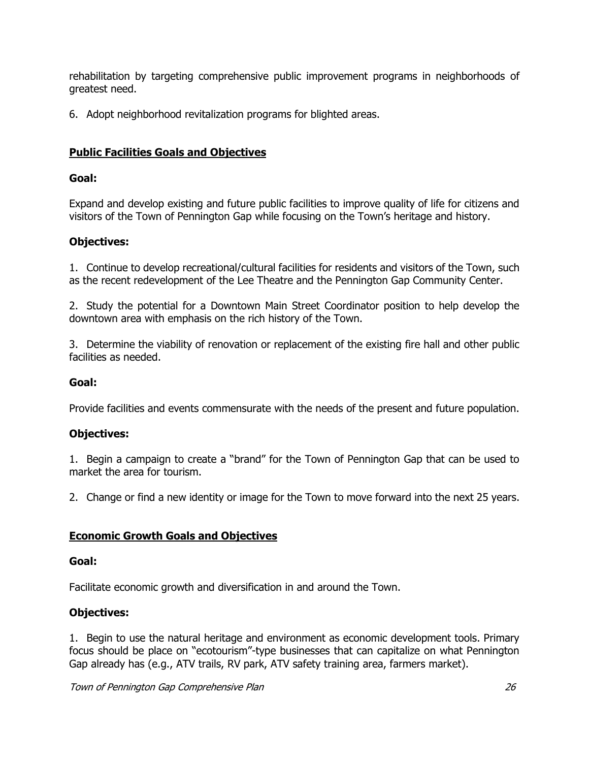rehabilitation by targeting comprehensive public improvement programs in neighborhoods of greatest need.

6. Adopt neighborhood revitalization programs for blighted areas.

## **Public Facilities Goals and Objectives**

**Goal:**

Expand and develop existing and future public facilities to improve quality of life for citizens and visitors of the Town of Pennington Gap while focusing on the Town's heritage and history.

**Objectives:**

1. Continue to develop recreational/cultural facilities for residents and visitors of the Town, such as the recent redevelopment of the Lee Theatre and the Pennington Gap Community Center.

2. Study the potential for a Downtown Main Street Coordinator position to help develop the downtown area with emphasis on the rich history of the Town.

3. Determine the viability of renovation or replacement of the existing fire hall and other public facilities as needed.

**Goal:**

Provide facilities and events commensurate with the needs of the present and future population.

**Objectives:**

1. Begin a campaign to create a "brand" for the Town of Pennington Gap that can be used to market the area for tourism.

2. Change or find a new identity or image for the Town to move forward into the next 25 years.

## **Economic Growth Goals and Objectives**

**Goal:**

Facilitate economic growth and diversification in and around the Town.

**Objectives:**

1. Begin to use the natural heritage and environment as economic development tools. Primary focus should be place on "ecotourism"-type businesses that can capitalize on what Pennington Gap already has (e.g., ATV trails, RV park, ATV safety training area, farmers market).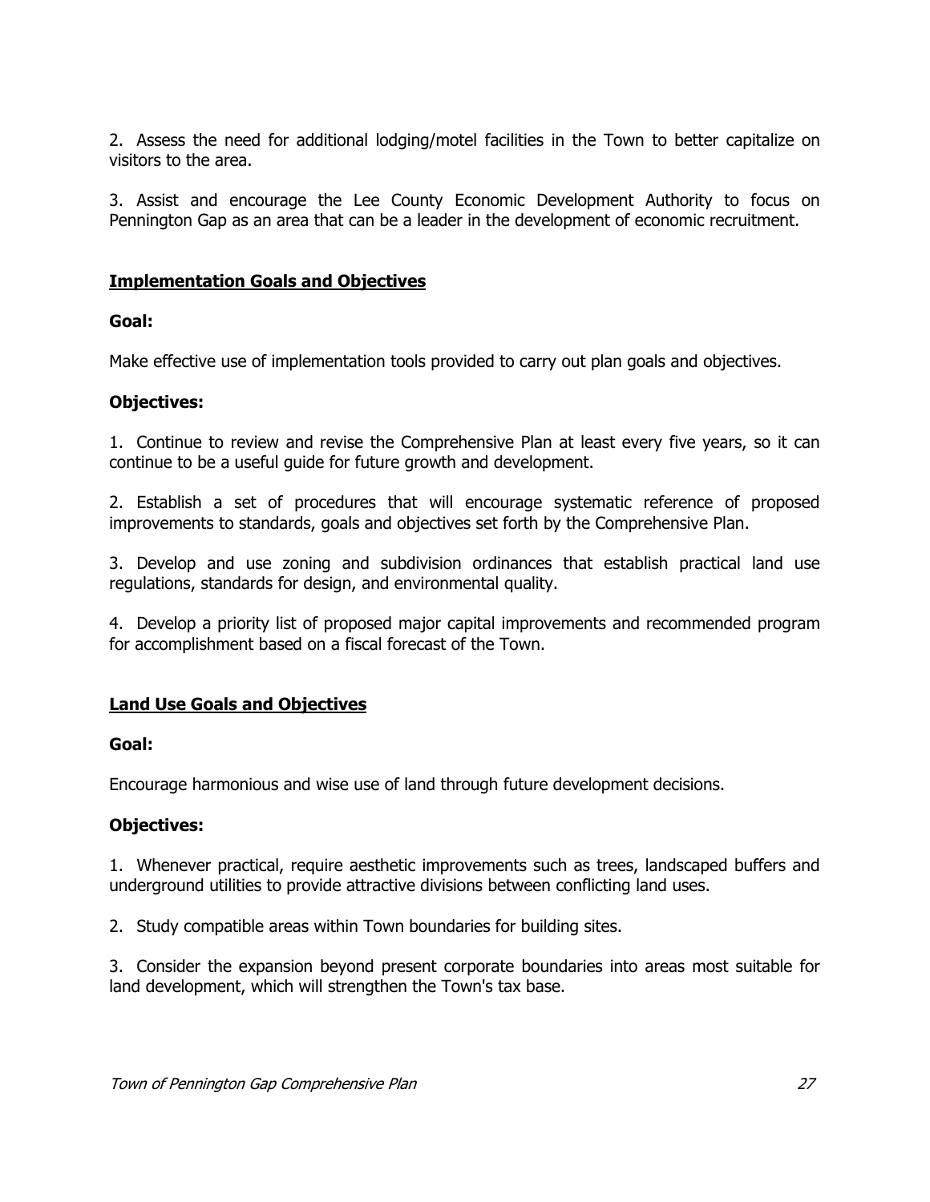2. Assess the need for additional lodging/motel facilities in the Town to better capitalize on visitors to the area.

3. Assist and encourage the Lee County Economic Development Authority to focus on Pennington Gap as an area that can be a leader in the development of economic recruitment.

## Implementation Goals and Objectives

**Goal:**

Make effective use of implementation tools provided to carry out plan goals and objectives.

**Objectives:**

1. Continue to review and revise the Comprehensive Plan at least every five years, so it can continue to be a useful guide for future growth and development.

2. Establish a set of procedures that will encourage systematic reference of proposed improvements to standards, goals and objectives set forth by the Comprehensive Plan.

3. Develop and use zoning and subdivision ordinances that establish practical land use regulations, standards for design, and environmental quality.

4. Develop a priority list of proposed major capital improvements and recommended program for accomplishment based on a fiscal forecast of the Town.

## Land Use Goals and Objectives

**Goal:**

Encourage harmonious and wise use of land through future development decisions.

**Objectives:**

1. Whenever practical, require aesthetic improvements such as trees, landscaped buffers and underground utilities to provide attractive divisions between conflicting land uses.

2. Study compatible areas within Town boundaries for building sites.

3. Consider the expansion beyond present corporate boundaries into areas most suitable for land development, which will strengthen the Town's tax base.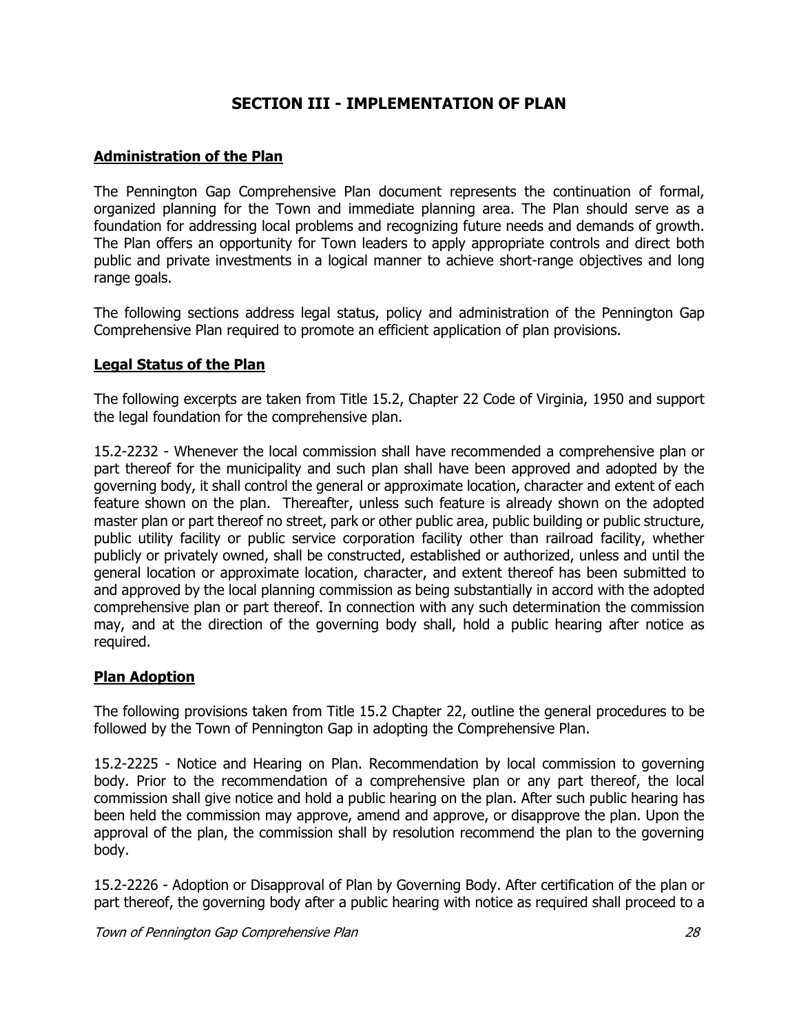## SECTION III - IMPLEMENTATION OF PLAN

### Administration of the Plan

The Pennington Gap Comprehensive Plan document represents the continuation of formal, organized planning for the Town and immediate planning area. The Plan should serve as a foundation for addressing local problems and recognizing future needs and demands of growth. The Plan offers an opportunity for Town leaders to apply appropriate controls and direct both public and private investments in a logical manner to achieve short-range objectives and long range goals.

The following sections address legal status, policy and administration of the Pennington Gap Comprehensive Plan required to promote an efficient application of plan provisions.

### Legal Status of the Plan

The following excerpts are taken from Title 15.2, Chapter 22 Code of Virginia, 1950 and support the legal foundation for the comprehensive plan.

15.2-2232 - Whenever the local commission shall have recommended a comprehensive plan or part thereof for the municipality and such plan shall have been approved and adopted by the governing body, it shall control the general or approximate location, character and extent of each feature shown on the plan. Thereafter, unless such feature is already shown on the adopted master plan or part thereof no street, park or other public area, public building or public structure, public utility facility or public service corporation facility other than railroad facility, whether publicly or privately owned, shall be constructed, established or authorized, unless and until the general location or approximate location, character, and extent thereof has been submitted to and approved by the local planning commission as being substantially in accord with the adopted comprehensive plan or part thereof. In connection with any such determination the commission may, and at the direction of the governing body shall, hold a public hearing after notice as required.

### Plan Adoption

The following provisions taken from Title 15.2 Chapter 22, outline the general procedures to be followed by the Town of Pennington Gap in adopting the Comprehensive Plan.

15.2-2225 - Notice and Hearing on Plan. Recommendation by local commission to governing body. Prior to the recommendation of a comprehensive plan or any part thereof, the local commission shall give notice and hold a public hearing on the plan. After such public hearing has been held the commission may approve, amend and approve, or disapprove the plan. Upon the approval of the plan, the commission shall by resolution recommend the plan to the governing body.

15.2-2226 - Adoption or Disapproval of Plan by Governing Body. After certification of the plan or part thereof, the governing body after a public hearing with notice as required shall proceed to a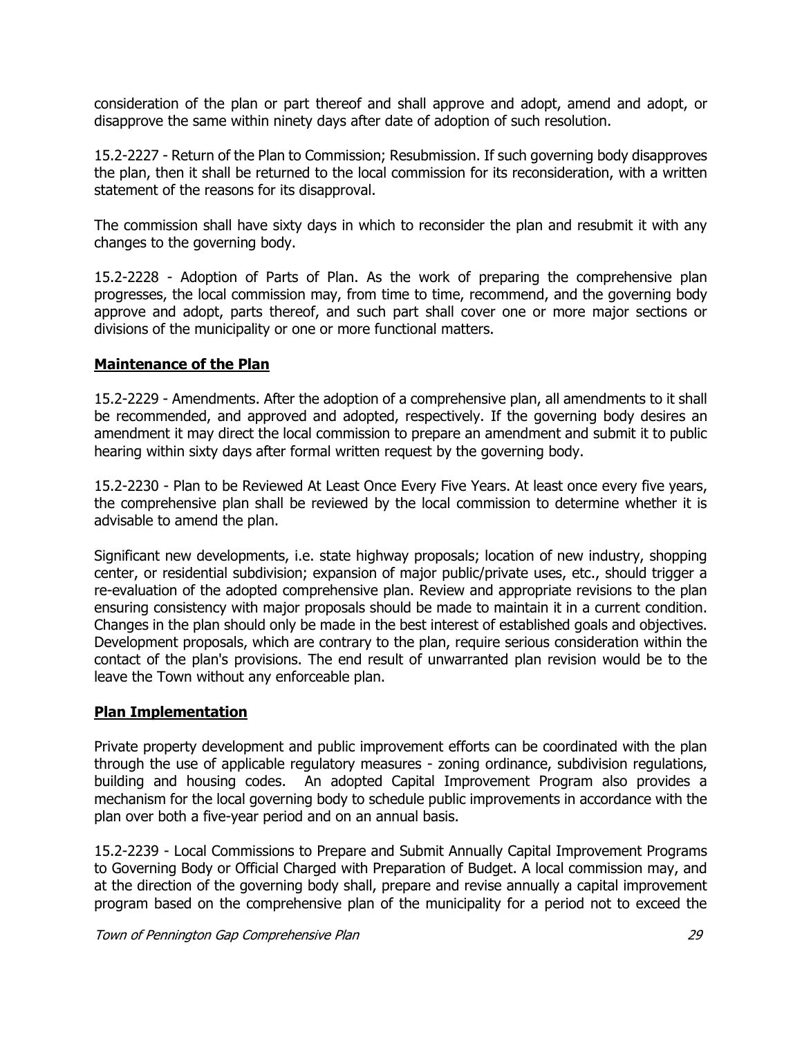consideration of the plan or part thereof and shall approve and adopt, amend and adopt, or disapprove the same within ninety days after date of adoption of such resolution.

15.2-2227 - Return of the Plan to Commission; Resubmission. If such governing body disapproves the plan, then it shall be returned to the local commission for its reconsideration, with a written statement of the reasons for its disapproval.

The commission shall have sixty days in which to reconsider the plan and resubmit it with any changes to the governing body.

15.2-2228 - Adoption of Parts of Plan. As the work of preparing the comprehensive plan progresses, the local commission may, from time to time, recommend, and the governing body approve and adopt, parts thereof, and such part shall cover one or more major sections or divisions of the municipality or one or more functional matters.

**Maintenance of the Plan**

15.2-2229 - Amendments. After the adoption of a comprehensive plan, all amendments to it shall be recommended, and approved and adopted, respectively. If the governing body desires an amendment it may direct the local commission to prepare an amendment and submit it to public hearing within sixty days after formal written request by the governing body.

15.2-2230 - Plan to be Reviewed At Least Once Every Five Years. At least once every five years, the comprehensive plan shall be reviewed by the local commission to determine whether it is advisable to amend the plan.

Significant new developments, i.e. state highway proposals; location of new industry, shopping center, or residential subdivision; expansion of major public/private uses, etc., should trigger a re-evaluation of the adopted comprehensive plan. Review and appropriate revisions to the plan ensuring consistency with major proposals should be made to maintain it in a current condition. Changes in the plan should only be made in the best interest of established goals and objectives. Development proposals, which are contrary to the plan, require serious consideration within the contact of the plan's provisions. The end result of unwarranted plan revision would be to the leave the Town without any enforceable plan.

**Plan Implementation**

Private property development and public improvement efforts can be coordinated with the plan through the use of applicable regulatory measures - zoning ordinance, subdivision regulations, building and housing codes. An adopted Capital Improvement Program also provides a mechanism for the local governing body to schedule public improvements in accordance with the plan over both a five-year period and on an annual basis.

15.2-2239 - Local Commissions to Prepare and Submit Annually Capital Improvement Programs to Governing Body or Official Charged with Preparation of Budget. A local commission may, and at the direction of the governing body shall, prepare and revise annually a capital improvement program based on the comprehensive plan of the municipality for a period not to exceed the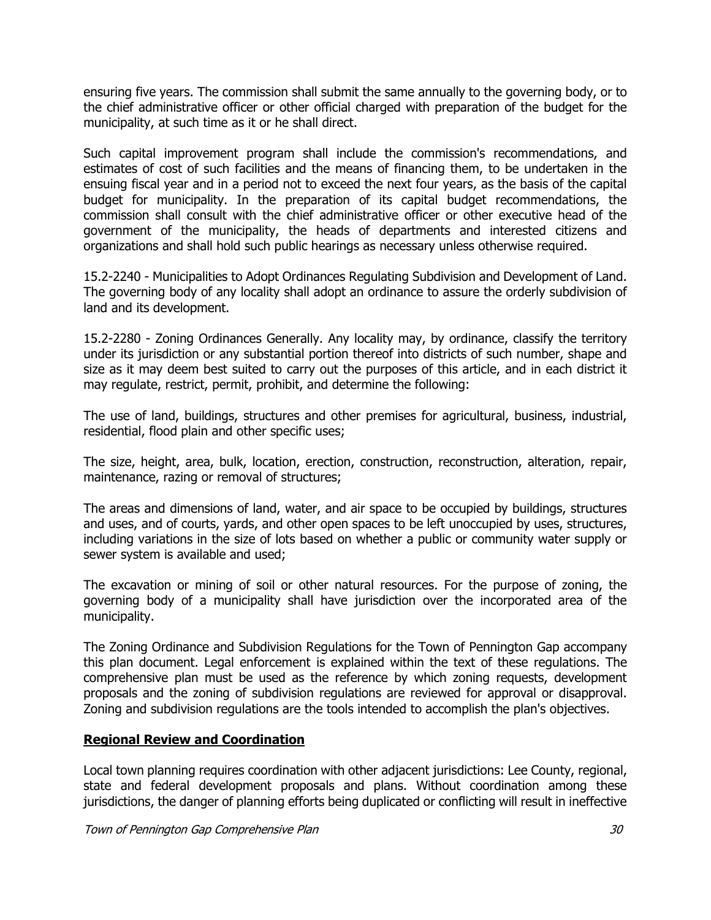ensuring five years. The commission shall submit the same annually to the governing body, or to the chief administrative officer or other official charged with preparation of the budget for the municipality, at such time as it or he shall direct.

Such capital improvement program shall include the commission's recommendations, and estimates of cost of such facilities and the means of financing them, to be undertaken in the ensuing fiscal year and in a period not to exceed the next four years, as the basis of the capital budget for municipality. In the preparation of its capital budget recommendations, the commission shall consult with the chief administrative officer or other executive head of the government of the municipality, the heads of departments and interested citizens and organizations and shall hold such public hearings as necessary unless otherwise required.

15.2-2240 - Municipalities to Adopt Ordinances Regulating Subdivision and Development of Land. The governing body of any locality shall adopt an ordinance to assure the orderly subdivision of land and its development.

15.2-2280 - Zoning Ordinances Generally. Any locality may, by ordinance, classify the territory under its jurisdiction or any substantial portion thereof into districts of such number, shape and size as it may deem best suited to carry out the purposes of this article, and in each district it may regulate, restrict, permit, prohibit, and determine the following:

The use of land, buildings, structures and other premises for agricultural, business, industrial, residential, flood plain and other specific uses;

The size, height, area, bulk, location, erection, construction, reconstruction, alteration, repair, maintenance, razing or removal of structures;

The areas and dimensions of land, water, and air space to be occupied by buildings, structures and uses, and of courts, yards, and other open spaces to be left unoccupied by uses, structures, including variations in the size of lots based on whether a public or community water supply or sewer system is available and used;

The excavation or mining of soil or other natural resources. For the purpose of zoning, the governing body of a municipality shall have jurisdiction over the incorporated area of the municipality.

The Zoning Ordinance and Subdivision Regulations for the Town of Pennington Gap accompany this plan document. Legal enforcement is explained within the text of these regulations. The comprehensive plan must be used as the reference by which zoning requests, development proposals and the zoning of subdivision regulations are reviewed for approval or disapproval. Zoning and subdivision regulations are the tools intended to accomplish the plan's objectives.

## Regional Review and Coordination

Local town planning requires coordination with other adjacent jurisdictions: Lee County, regional, state and federal development proposals and plans. Without coordination among these jurisdictions, the danger of planning efforts being duplicated or conflicting will result in ineffective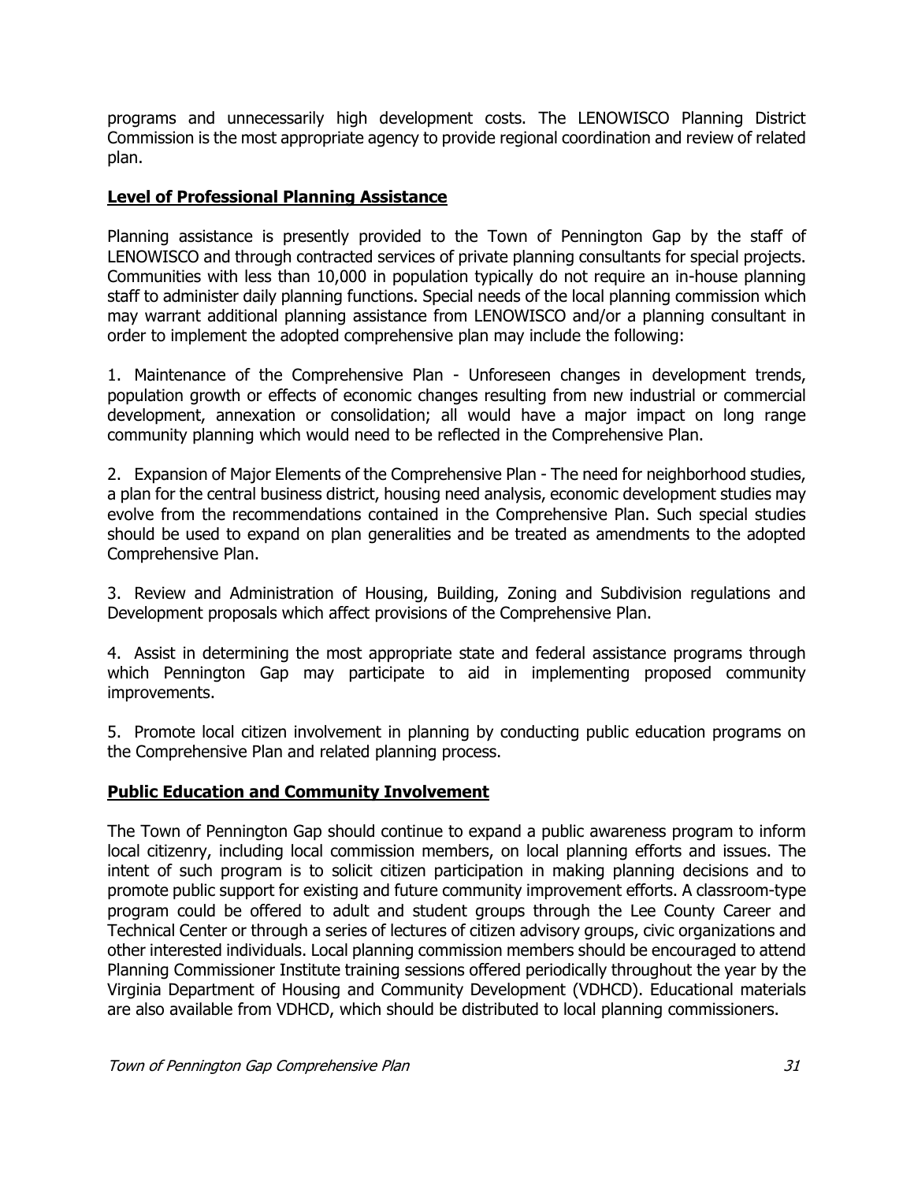programs and unnecessarily high development costs. The LENOWISCO Planning District Commission is the most appropriate agency to provide regional coordination and review of related plan.

## Level of Professional Planning Assistance

Planning assistance is presently provided to the Town of Pennington Gap by the staff of LENOWISCO and through contracted services of private planning consultants for special projects. Communities with less than 10,000 in population typically do not require an in-house planning staff to administer daily planning functions. Special needs of the local planning commission which may warrant additional planning assistance from LENOWISCO and/or a planning consultant in order to implement the adopted comprehensive plan may include the following:

1. Maintenance of the Comprehensive Plan - Unforeseen changes in development trends, population growth or effects of economic changes resulting from new industrial or commercial development, annexation or consolidation; all would have a major impact on long range community planning which would need to be reflected in the Comprehensive Plan.

2. Expansion of Major Elements of the Comprehensive Plan - The need for neighborhood studies, a plan for the central business district, housing need analysis, economic development studies may evolve from the recommendations contained in the Comprehensive Plan. Such special studies should be used to expand on plan generalities and be treated as amendments to the adopted Comprehensive Plan.

3. Review and Administration of Housing, Building, Zoning and Subdivision regulations and Development proposals which affect provisions of the Comprehensive Plan.

4. Assist in determining the most appropriate state and federal assistance programs through which Pennington Gap may participate to aid in implementing proposed community improvements.

5. Promote local citizen involvement in planning by conducting public education programs on the Comprehensive Plan and related planning process.

## Public Education and Community Involvement

The Town of Pennington Gap should continue to expand a public awareness program to inform local citizenry, including local commission members, on local planning efforts and issues. The intent of such program is to solicit citizen participation in making planning decisions and to promote public support for existing and future community improvement efforts. A classroom-type program could be offered to adult and student groups through the Lee County Career and Technical Center or through a series of lectures of citizen advisory groups, civic organizations and other interested individuals. Local planning commission members should be encouraged to attend Planning Commissioner Institute training sessions offered periodically throughout the year by the Virginia Department of Housing and Community Development (VDHCD). Educational materials are also available from VDHCD, which should be distributed to local planning commissioners.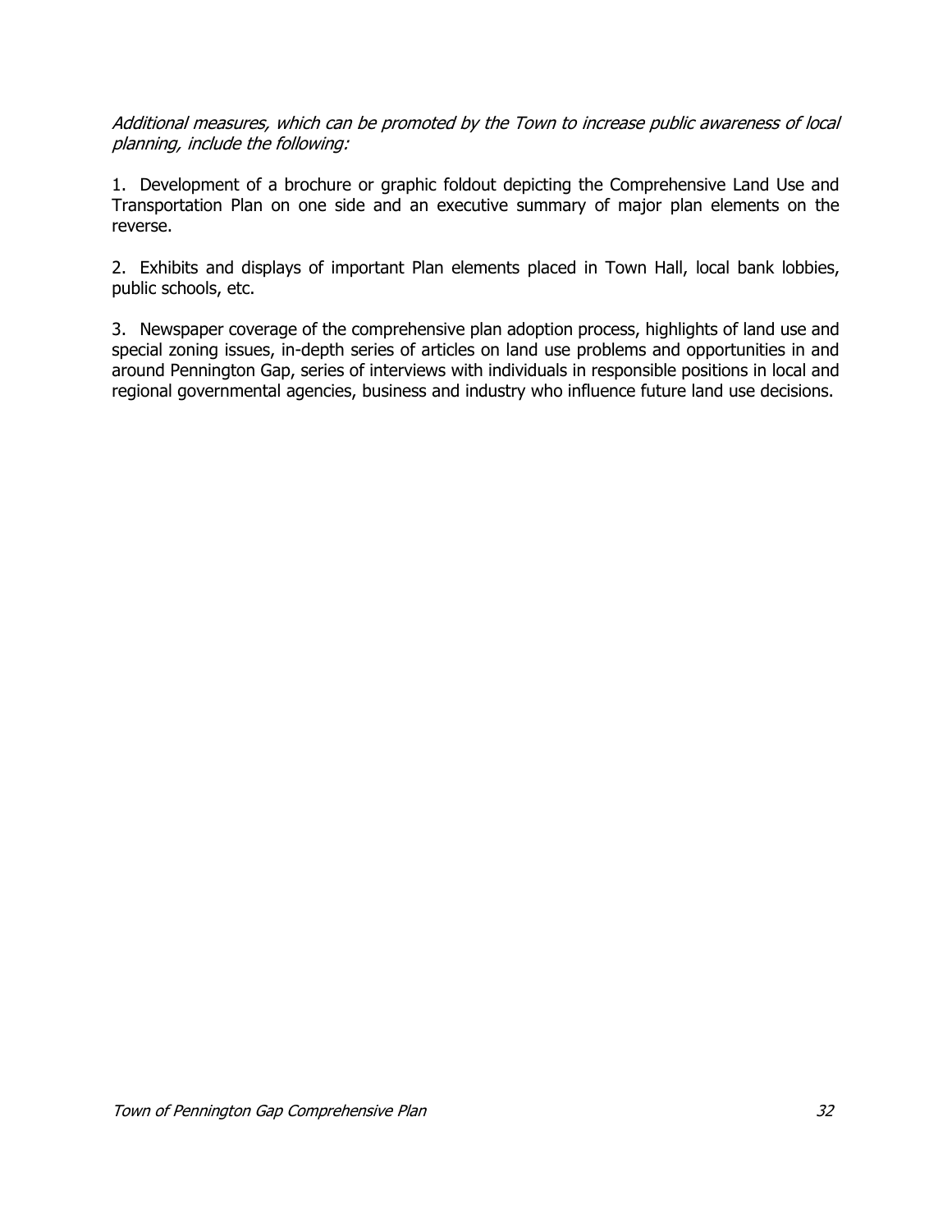*Additional measures, which can be promoted by the Town to increase public awareness of local planning, include the following:*

1. Development of a brochure or graphic foldout depicting the Comprehensive Land Use and Transportation Plan on one side and an executive summary of major plan elements on the reverse.

2. Exhibits and displays of important Plan elements placed in Town Hall, local bank lobbies, public schools, etc.

3. Newspaper coverage of the comprehensive plan adoption process, highlights of land use and special zoning issues, in-depth series of articles on land use problems and opportunities in and around Pennington Gap, series of interviews with individuals in responsible positions in local and regional governmental agencies, business and industry who influence future land use decisions.